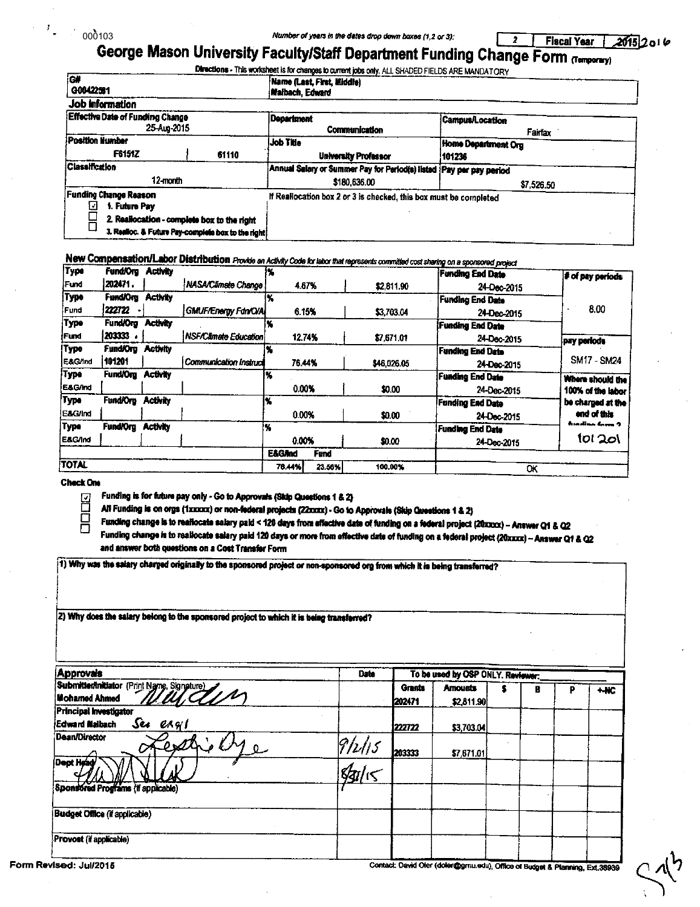000103

*Number of years in the dates drop down boxes (1,2 or 3):* 2 | **Fiscal Year** | 2015 2016

# George Mason University Faculty/Staff Department Funding Change Form (Temporary)

**Directions** - This worksheet is for changes to current jobs only. ALL SHADED FIELDS ARE MANDATORY

| G# | Name (Last, First, Middle) |
|---|---|
| G00422581 | Maibach, Edward |

## Job Information

| Effective Date of Funding Change | | Department | Campus/Location |
|---|---|---|---|
| 25-Aug-2015 | | Communication | Fairfax |
| **Position Number** | | **Job Title** | **Home Department Org** |
| F6151Z | 61110 | University Professor | 101236 |
| **Classification** | | **Annual Salary or Summer Pay for Period(s) listed** | **Pay per pay period** |
| 12-month | | $180,636.00 | $7,526.50 |

**Funding Change Reason**
- ☑ 1. Future Pay
- ☐ 2. Reallocation - complete box to the right
- ☐ 3. Realloc. & Future Pay-complete box to the right

If Reallocation box 2 or 3 is checked, this box must be completed

## New Compensation/Labor Distribution
*Provide an Activity Code for labor that represents committed cost sharing on a sponsored project*

| Type | Fund/Org | Activity | | % | | Funding End Date | |
|---|---|---|---|---|---|---|---|
| Fund | 202471 | | NASA/Climate Change | 4.67% | $2,811.90 | 24-Dec-2015 | **# of pay periods** |
| Fund | 222722 | | GMUF/Energy Fdn/Q/A | 6.15% | $3,703.04 | 24-Dec-2015 | 8.00 |
| Fund | 203333 | | NSF/Climate Education | 12.74% | $7,671.01 | 24-Dec-2015 | **pay periods** |
| E&G/Ind | 101201 | | Communication Instruct | 76.44% | $46,026.05 | 24-Dec-2015 | SM17 - SM24 |
| E&G/Ind | | | | 0.00% | $0.00 | 24-Dec-2015 | **Where should the 100% of the labor be charged at the end of this funding form ?** |
| E&G/Ind | | | | 0.00% | $0.00 | 24-Dec-2015 | |
| E&G/Ind | | | | 0.00% | $0.00 | 24-Dec-2015 | 101201 |
| | | | | **E&G/Ind** / **Fund** | | | |
| **TOTAL** | | | | 76.44% / 23.56% | 100.00% | OK | |

**Check One**

- ☑ Funding is for future pay only - Go to Approvals (Skip Questions 1 & 2)
- ☐ All Funding is on orgs (1xxxxx) or non-federal projects (22xxxx) - Go to Approvals (Skip Questions 1 & 2)
- ☐ Funding change is to reallocate salary paid < 120 days from effective date of funding on a federal project (20xxxx) - Answer Q1 & Q2
- ☐ Funding change is to reallocate salary paid 120 days or more from effective date of funding on a federal project (20xxxx) - Answer Q1 & Q2 and answer both questions on a Cost Transfer Form

1) Why was the salary charged originally to the sponsored project or non-sponsored org from which it is being transferred?

2) Why does the salary belong to the sponsored project to which it is being transferred?

| Approvals | Date | Grants | Amounts | $ | B | P | +-NC |
|---|---|---|---|---|---|---|---|
| Submitter/Initiator (Print Name, Signature) Mohamed Ahmed [signature] | | 202471 | $2,811.90 | | | | |
| Principal Investigator Edward Maibach See email | | 222722 | $3,703.04 | | | | |
| Dean/Director [signature] | 9/2/15 | 203333 | $7,671.01 | | | | |
| Dept Head [signature] | 8/31/15 | | | | | | |
| Sponsored Programs (if applicable) | | | | | | | |
| Budget Office (if applicable) | | | | | | | |
| Provost (if applicable) | | | | | | | |

*To be used by OSP ONLY. Reviewer:*

Form Revised: Jul/2015

Contact: David Oler (doler@gmu.edu), Office of Budget & Planning, Ext.38939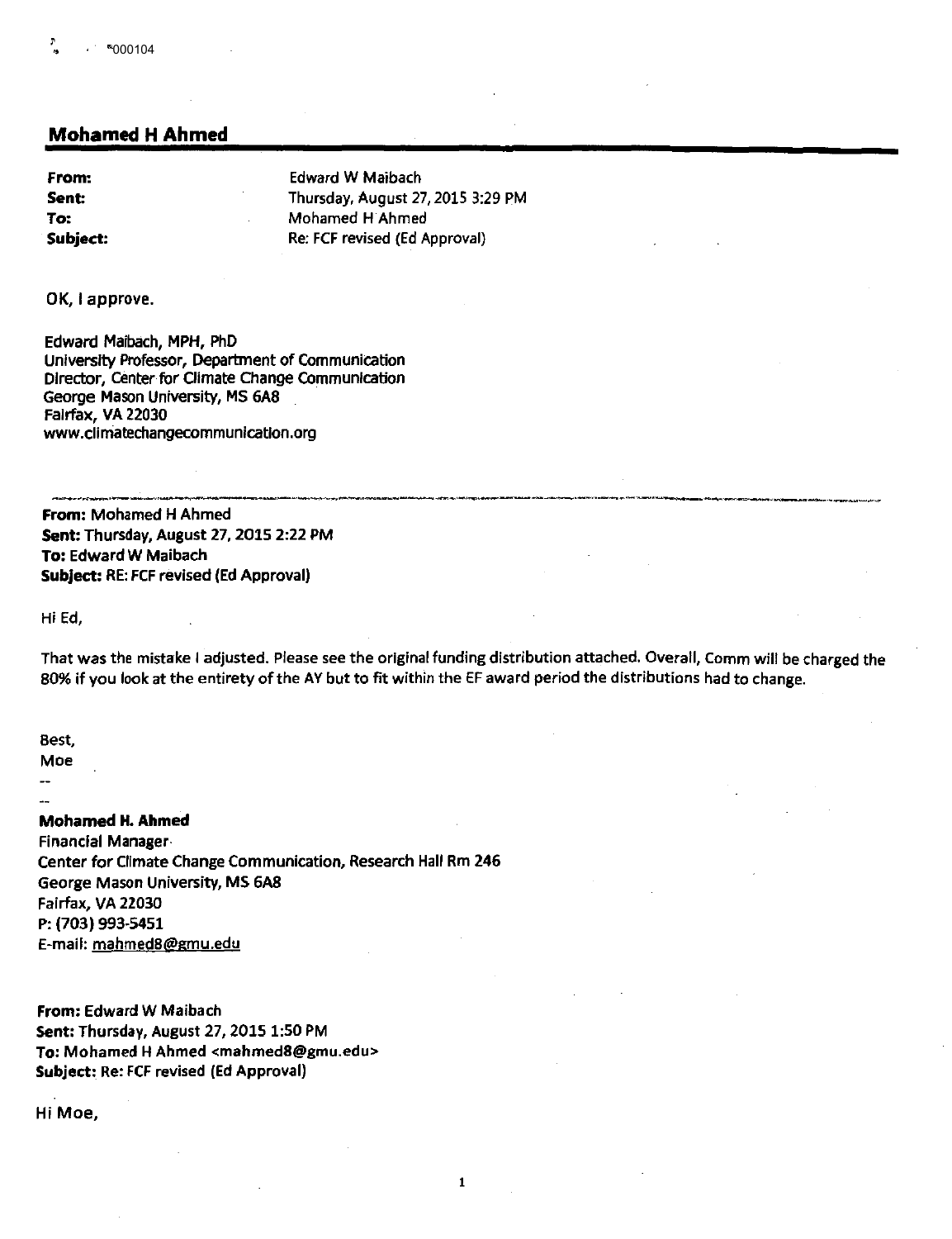## Mohamed H Ahmed

**From:** Edward W Maibach
**Sent:** Thursday, August 27, 2015 3:29 PM
**To:** Mohamed H Ahmed
**Subject:** Re: FCF revised (Ed Approval)

OK, I approve.

Edward Maibach, MPH, PhD
University Professor, Department of Communication
Director, Center for Climate Change Communication
George Mason University, MS 6A8
Fairfax, VA 22030
www.climatechangecommunication.org

---

**From:** Mohamed H Ahmed
**Sent:** Thursday, August 27, 2015 2:22 PM
**To:** Edward W Maibach
**Subject:** RE: FCF revised (Ed Approval)

Hi Ed,

That was the mistake I adjusted. Please see the original funding distribution attached. Overall, Comm will be charged the 80% if you look at the entirety of the AY but to fit within the EF award period the distributions had to change.

Best,
Moe
--
--
**Mohamed H. Ahmed**
Financial Manager
Center for Climate Change Communication, Research Hall Rm 246
George Mason University, MS 6A8
Fairfax, VA 22030
P: (703) 993-5451
E-mail: mahmed8@gmu.edu

**From:** Edward W Maibach
**Sent:** Thursday, August 27, 2015 1:50 PM
**To:** Mohamed H Ahmed <mahmed8@gmu.edu>
**Subject:** Re: FCF revised (Ed Approval)

Hi Moe,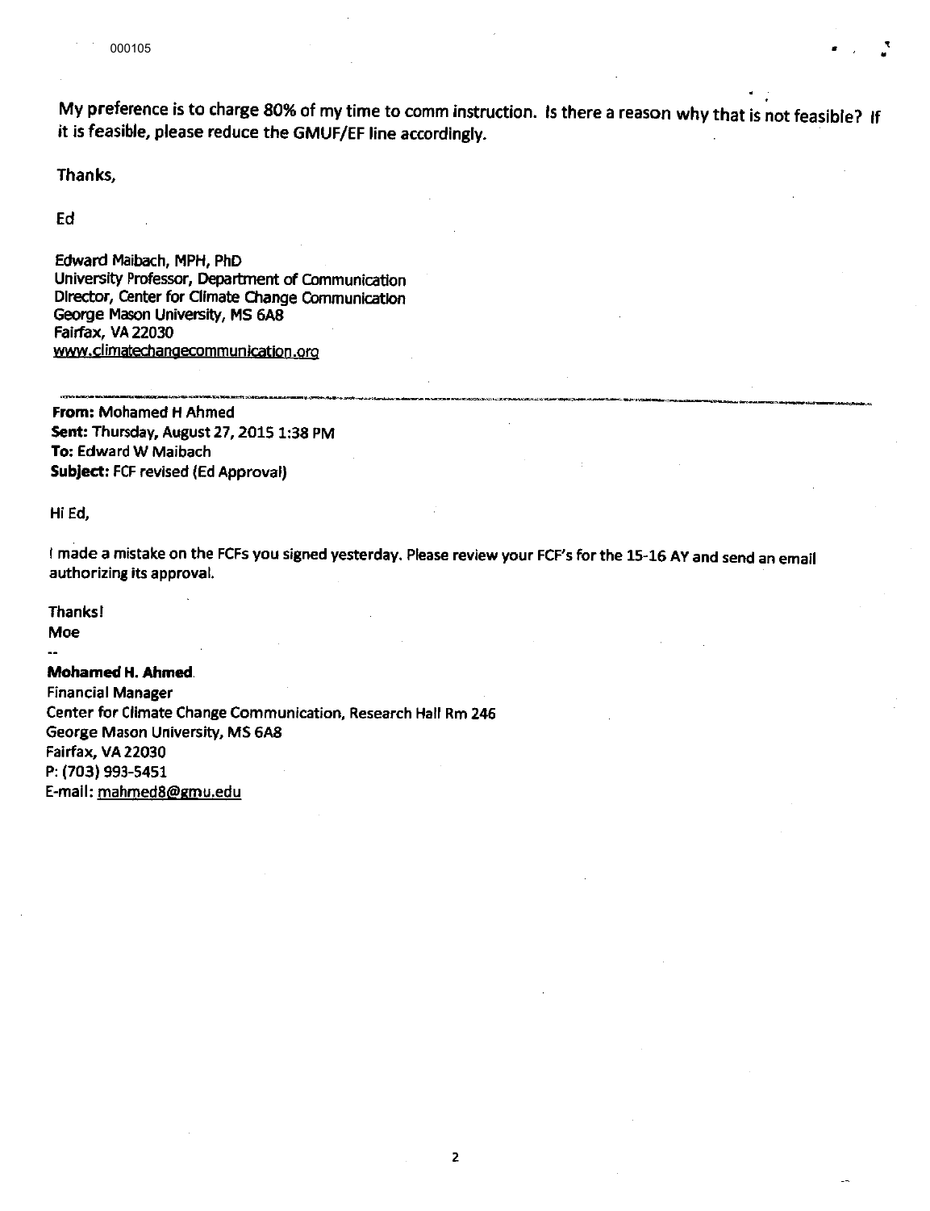My preference is to charge 80% of my time to comm instruction. Is there a reason why that is not feasible? If it is feasible, please reduce the GMUF/EF line accordingly.

Thanks,

Ed

Edward Maibach, MPH, PhD
University Professor, Department of Communication
Director, Center for Climate Change Communication
George Mason University, MS 6A8
Fairfax, VA 22030
www.climatechangecommunication.org

---

**From:** Mohamed H Ahmed
**Sent:** Thursday, August 27, 2015 1:38 PM
**To:** Edward W Maibach
**Subject:** FCF revised (Ed Approval)

Hi Ed,

I made a mistake on the FCFs you signed yesterday. Please review your FCF's for the 15-16 AY and send an email authorizing its approval.

Thanks!
Moe

--

**Mohamed H. Ahmed**
Financial Manager
Center for Climate Change Communication, Research Hall Rm 246
George Mason University, MS 6A8
Fairfax, VA 22030
P: (703) 993-5451
E-mail: mahmed8@gmu.edu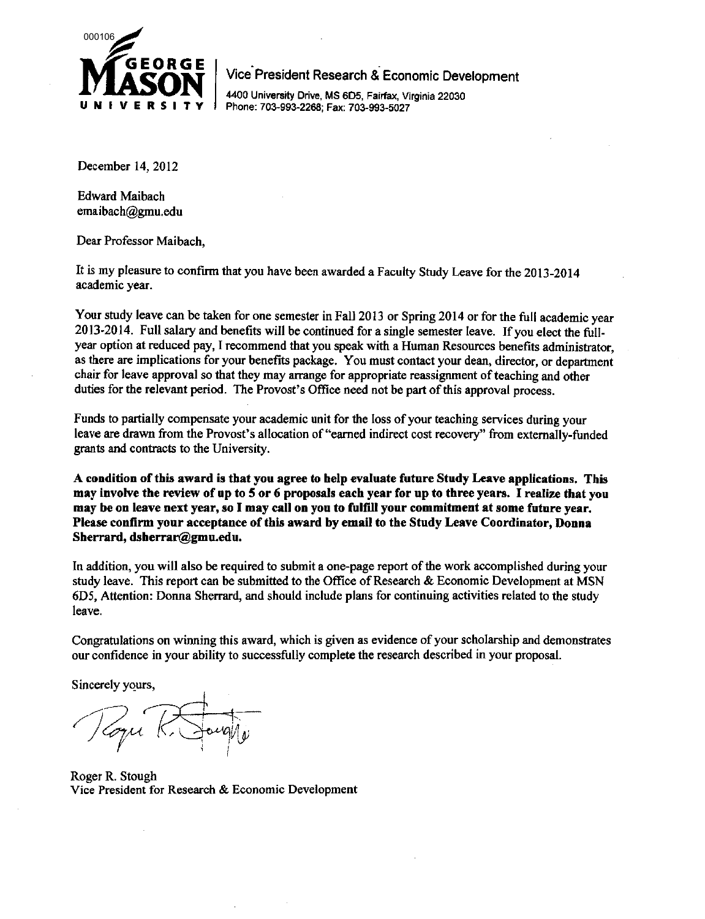000106

**GEORGE MASON UNIVERSITY**

Vice President Research & Economic Development

4400 University Drive, MS 6D5, Fairfax, Virginia 22030
Phone: 703-993-2268; Fax: 703-993-5027

December 14, 2012

Edward Maibach
emaibach@gmu.edu

Dear Professor Maibach,

It is my pleasure to confirm that you have been awarded a Faculty Study Leave for the 2013-2014 academic year.

Your study leave can be taken for one semester in Fall 2013 or Spring 2014 or for the full academic year 2013-2014. Full salary and benefits will be continued for a single semester leave. If you elect the full-year option at reduced pay, I recommend that you speak with a Human Resources benefits administrator, as there are implications for your benefits package. You must contact your dean, director, or department chair for leave approval so that they may arrange for appropriate reassignment of teaching and other duties for the relevant period. The Provost's Office need not be part of this approval process.

Funds to partially compensate your academic unit for the loss of your teaching services during your leave are drawn from the Provost's allocation of "earned indirect cost recovery" from externally-funded grants and contracts to the University.

**A condition of this award is that you agree to help evaluate future Study Leave applications. This may involve the review of up to 5 or 6 proposals each year for up to three years. I realize that you may be on leave next year, so I may call on you to fulfill your commitment at some future year. Please confirm your acceptance of this award by email to the Study Leave Coordinator, Donna Sherrard, dsherrar@gmu.edu.**

In addition, you will also be required to submit a one-page report of the work accomplished during your study leave. This report can be submitted to the Office of Research & Economic Development at MSN 6D5, Attention: Donna Sherrard, and should include plans for continuing activities related to the study leave.

Congratulations on winning this award, which is given as evidence of your scholarship and demonstrates our confidence in your ability to successfully complete the research described in your proposal.

Sincerely yours,

Roger R. Stough
Vice President for Research & Economic Development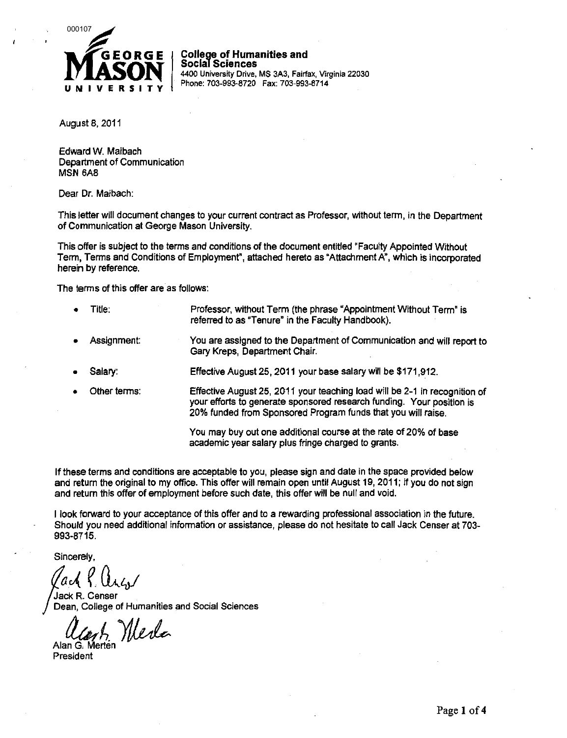000107

**GEORGE MASON UNIVERSITY**

**College of Humanities and Social Sciences**
4400 University Drive, MS 3A3, Fairfax, Virginia 22030
Phone: 703-993-8720 Fax: 703-993-8714

August 8, 2011

Edward W. Maibach
Department of Communication
MSN 6A8

Dear Dr. Maibach:

This letter will document changes to your current contract as Professor, without term, in the Department of Communication at George Mason University.

This offer is subject to the terms and conditions of the document entitled "Faculty Appointed Without Term, Terms and Conditions of Employment", attached hereto as "Attachment A", which is incorporated herein by reference.

The terms of this offer are as follows:

- Title: Professor, without Term (the phrase "Appointment Without Term" is referred to as "Tenure" in the Faculty Handbook).
- Assignment: You are assigned to the Department of Communication and will report to Gary Kreps, Department Chair.
- Salary: Effective August 25, 2011 your base salary will be $171,912.
- Other terms: Effective August 25, 2011 your teaching load will be 2-1 in recognition of your efforts to generate sponsored research funding. Your position is 20% funded from Sponsored Program funds that you will raise.

  You may buy out one additional course at the rate of 20% of base academic year salary plus fringe charged to grants.

If these terms and conditions are acceptable to you, please sign and date in the space provided below and return the original to my office. This offer will remain open until August 19, 2011; if you do not sign and return this offer of employment before such date, this offer will be null and void.

I look forward to your acceptance of this offer and to a rewarding professional association in the future. Should you need additional information or assistance, please do not hesitate to call Jack Censer at 703-993-8715.

Sincerely,

Jack R. Censer
Dean, College of Humanities and Social Sciences

Alan G. Merten
President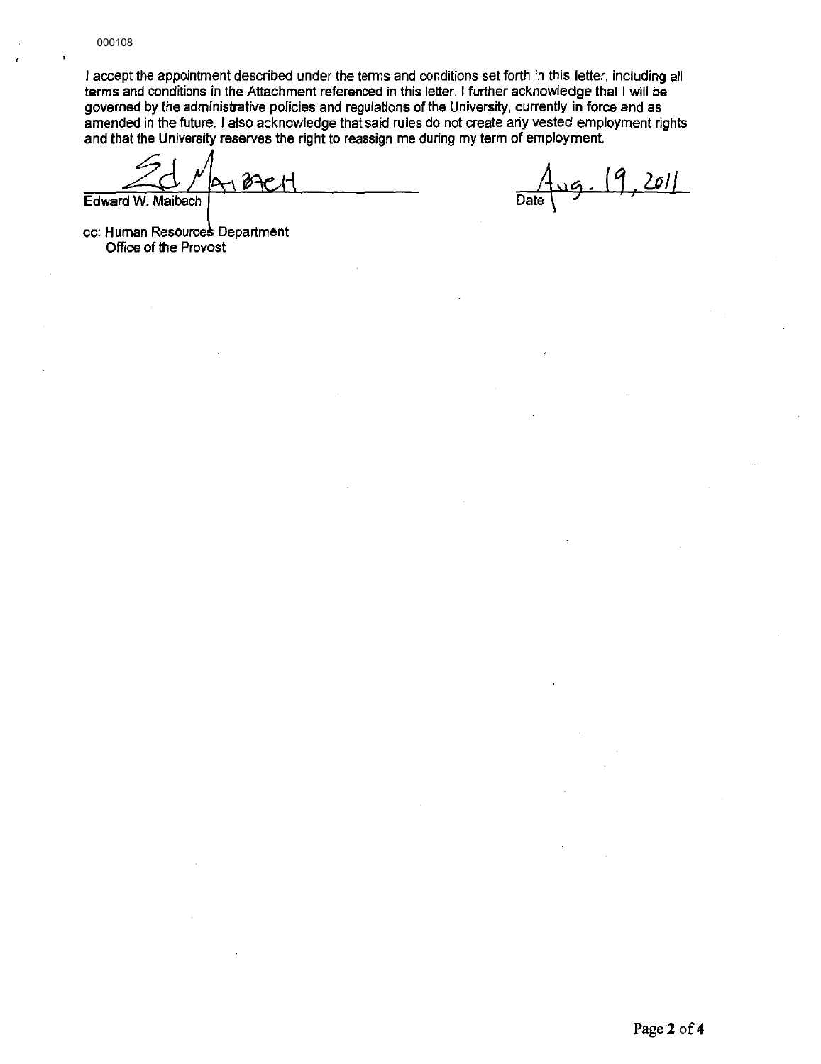000108

I accept the appointment described under the terms and conditions set forth in this letter, including all terms and conditions in the Attachment referenced in this letter. I further acknowledge that I will be governed by the administrative policies and regulations of the University, currently in force and as amended in the future. I also acknowledge that said rules do not create any vested employment rights and that the University reserves the right to reassign me during my term of employment.

Ed Maibach
Edward W. Maibach

Aug. 19, 2011
Date

cc: Human Resources Department
Office of the Provost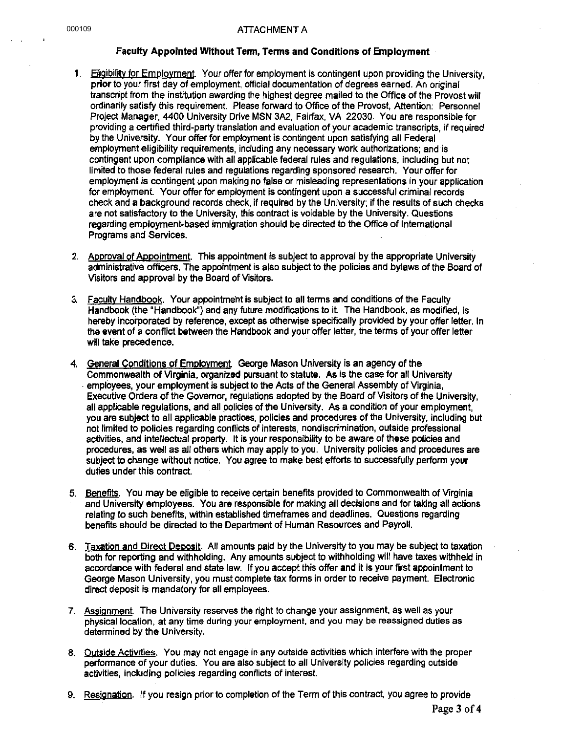## ATTACHMENT A

### Faculty Appointed Without Term, Terms and Conditions of Employment

1. Eligibility for Employment. Your offer for employment is contingent upon providing the University, **prior** to your first day of employment, official documentation of degrees earned. An original transcript from the institution awarding the highest degree mailed to the Office of the Provost will ordinarily satisfy this requirement. Please forward to Office of the Provost, Attention: Personnel Project Manager, 4400 University Drive MSN 3A2, Fairfax, VA 22030. You are responsible for providing a certified third-party translation and evaluation of your academic transcripts, if required by the University. Your offer for employment is contingent upon satisfying all Federal employment eligibility requirements, including any necessary work authorizations; and is contingent upon compliance with all applicable federal rules and regulations, including but not limited to those federal rules and regulations regarding sponsored research. Your offer for employment is contingent upon making no false or misleading representations in your application for employment. Your offer for employment is contingent upon a successful criminal records check and a background records check, if required by the University; if the results of such checks are not satisfactory to the University, this contract is voidable by the University. Questions regarding employment-based immigration should be directed to the Office of International Programs and Services.

2. Approval of Appointment. This appointment is subject to approval by the appropriate University administrative officers. The appointment is also subject to the policies and bylaws of the Board of Visitors and approval by the Board of Visitors.

3. Faculty Handbook. Your appointment is subject to all terms and conditions of the Faculty Handbook (the "Handbook") and any future modifications to it. The Handbook, as modified, is hereby incorporated by reference, except as otherwise specifically provided by your offer letter. In the event of a conflict between the Handbook and your offer letter, the terms of your offer letter will take precedence.

4. General Conditions of Employment. George Mason University is an agency of the Commonwealth of Virginia, organized pursuant to statute. As is the case for all University employees, your employment is subject to the Acts of the General Assembly of Virginia, Executive Orders of the Governor, regulations adopted by the Board of Visitors of the University, all applicable regulations, and all policies of the University. As a condition of your employment, you are subject to all applicable practices, policies and procedures of the University, including but not limited to policies regarding conflicts of interests, nondiscrimination, outside professional activities, and intellectual property. It is your responsibility to be aware of these policies and procedures, as well as all others which may apply to you. University policies and procedures are subject to change without notice. You agree to make best efforts to successfully perform your duties under this contract.

5. Benefits. You may be eligible to receive certain benefits provided to Commonwealth of Virginia and University employees. You are responsible for making all decisions and for taking all actions relating to such benefits, within established timeframes and deadlines. Questions regarding benefits should be directed to the Department of Human Resources and Payroll.

6. Taxation and Direct Deposit. All amounts paid by the University to you may be subject to taxation both for reporting and withholding. Any amounts subject to withholding will have taxes withheld in accordance with federal and state law. If you accept this offer and it is your first appointment to George Mason University, you must complete tax forms in order to receive payment. Electronic direct deposit is mandatory for all employees.

7. Assignment. The University reserves the right to change your assignment, as well as your physical location, at any time during your employment, and you may be reassigned duties as determined by the University.

8. Outside Activities. You may not engage in any outside activities which interfere with the proper performance of your duties. You are also subject to all University policies regarding outside activities, including policies regarding conflicts of interest.

9. Resignation. If you resign prior to completion of the Term of this contract, you agree to provide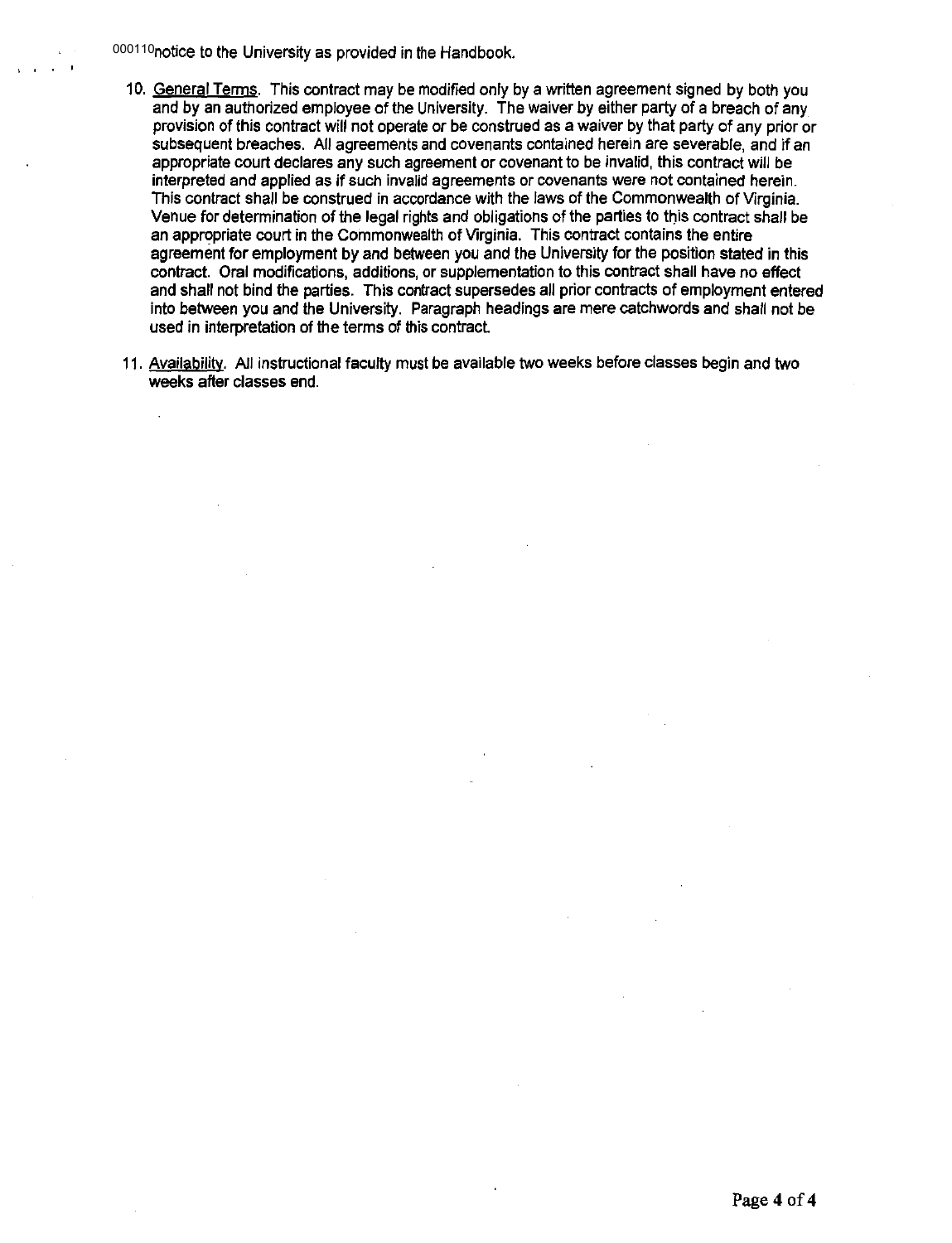000110notice to the University as provided in the Handbook.

10. General Terms. This contract may be modified only by a written agreement signed by both you and by an authorized employee of the University. The waiver by either party of a breach of any provision of this contract will not operate or be construed as a waiver by that party of any prior or subsequent breaches. All agreements and covenants contained herein are severable, and if an appropriate court declares any such agreement or covenant to be invalid, this contract will be interpreted and applied as if such invalid agreements or covenants were not contained herein. This contract shall be construed in accordance with the laws of the Commonwealth of Virginia. Venue for determination of the legal rights and obligations of the parties to this contract shall be an appropriate court in the Commonwealth of Virginia. This contract contains the entire agreement for employment by and between you and the University for the position stated in this contract. Oral modifications, additions, or supplementation to this contract shall have no effect and shall not bind the parties. This contract supersedes all prior contracts of employment entered into between you and the University. Paragraph headings are mere catchwords and shall not be used in interpretation of the terms of this contract.

11. Availability. All instructional faculty must be available two weeks before classes begin and two weeks after classes end.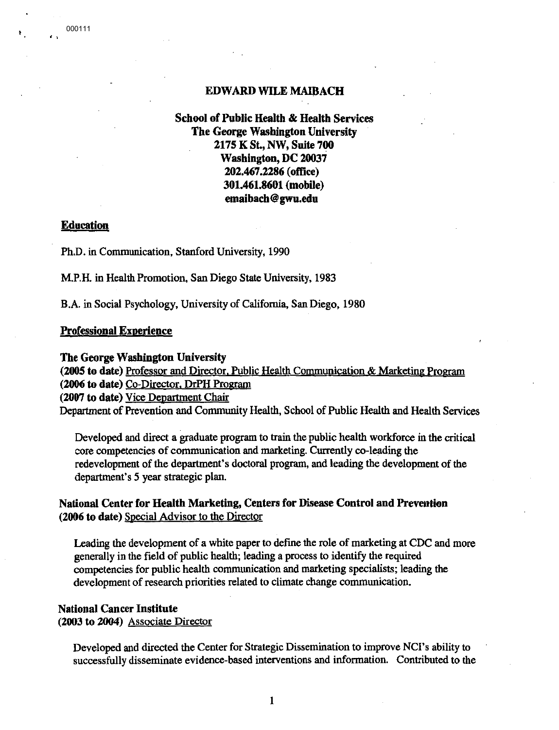# EDWARD WILE MAIBACH

**School of Public Health & Health Services**
**The George Washington University**
**2175 K St., NW, Suite 700**
**Washington, DC 20037**
**202.467.2286 (office)**
**301.461.8601 (mobile)**
**emaibach@gwu.edu**

## Education

Ph.D. in Communication, Stanford University, 1990

M.P.H. in Health Promotion, San Diego State University, 1983

B.A. in Social Psychology, University of California, San Diego, 1980

## Professional Experience

**The George Washington University**
**(2005 to date)** Professor and Director, Public Health Communication & Marketing Program
**(2006 to date)** Co-Director, DrPH Program
**(2007 to date)** Vice Department Chair
Department of Prevention and Community Health, School of Public Health and Health Services

Developed and direct a graduate program to train the public health workforce in the critical core competencies of communication and marketing. Currently co-leading the redevelopment of the department's doctoral program, and leading the development of the department's 5 year strategic plan.

**National Center for Health Marketing, Centers for Disease Control and Prevention**
**(2006 to date)** Special Advisor to the Director

Leading the development of a white paper to define the role of marketing at CDC and more generally in the field of public health; leading a process to identify the required competencies for public health communication and marketing specialists; leading the development of research priorities related to climate change communication.

**National Cancer Institute**
**(2003 to 2004)** Associate Director

Developed and directed the Center for Strategic Dissemination to improve NCI's ability to successfully disseminate evidence-based interventions and information. Contributed to the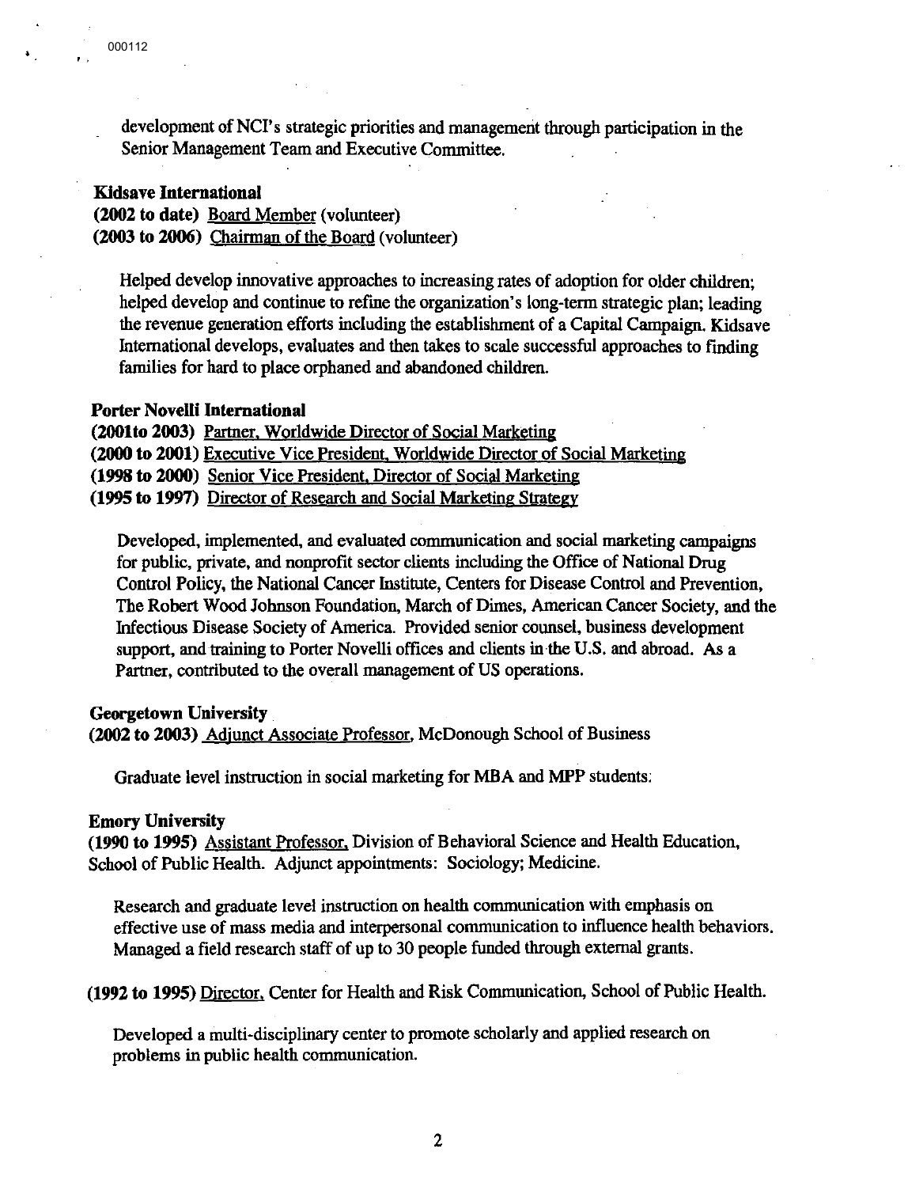development of NCI's strategic priorities and management through participation in the Senior Management Team and Executive Committee.

**Kidsave International**
**(2002 to date)** Board Member (volunteer)
**(2003 to 2006)** Chairman of the Board (volunteer)

Helped develop innovative approaches to increasing rates of adoption for older children; helped develop and continue to refine the organization's long-term strategic plan; leading the revenue generation efforts including the establishment of a Capital Campaign. Kidsave International develops, evaluates and then takes to scale successful approaches to finding families for hard to place orphaned and abandoned children.

**Porter Novelli International**
**(2001to 2003)** Partner, Worldwide Director of Social Marketing
**(2000 to 2001)** Executive Vice President, Worldwide Director of Social Marketing
**(1998 to 2000)** Senior Vice President, Director of Social Marketing
**(1995 to 1997)** Director of Research and Social Marketing Strategy

Developed, implemented, and evaluated communication and social marketing campaigns for public, private, and nonprofit sector clients including the Office of National Drug Control Policy, the National Cancer Institute, Centers for Disease Control and Prevention, The Robert Wood Johnson Foundation, March of Dimes, American Cancer Society, and the Infectious Disease Society of America. Provided senior counsel, business development support, and training to Porter Novelli offices and clients in the U.S. and abroad. As a Partner, contributed to the overall management of US operations.

**Georgetown University**
**(2002 to 2003)** Adjunct Associate Professor, McDonough School of Business

Graduate level instruction in social marketing for MBA and MPP students.

**Emory University**
**(1990 to 1995)** Assistant Professor, Division of Behavioral Science and Health Education, School of Public Health. Adjunct appointments: Sociology; Medicine.

Research and graduate level instruction on health communication with emphasis on effective use of mass media and interpersonal communication to influence health behaviors. Managed a field research staff of up to 30 people funded through external grants.

**(1992 to 1995)** Director, Center for Health and Risk Communication, School of Public Health.

Developed a multi-disciplinary center to promote scholarly and applied research on problems in public health communication.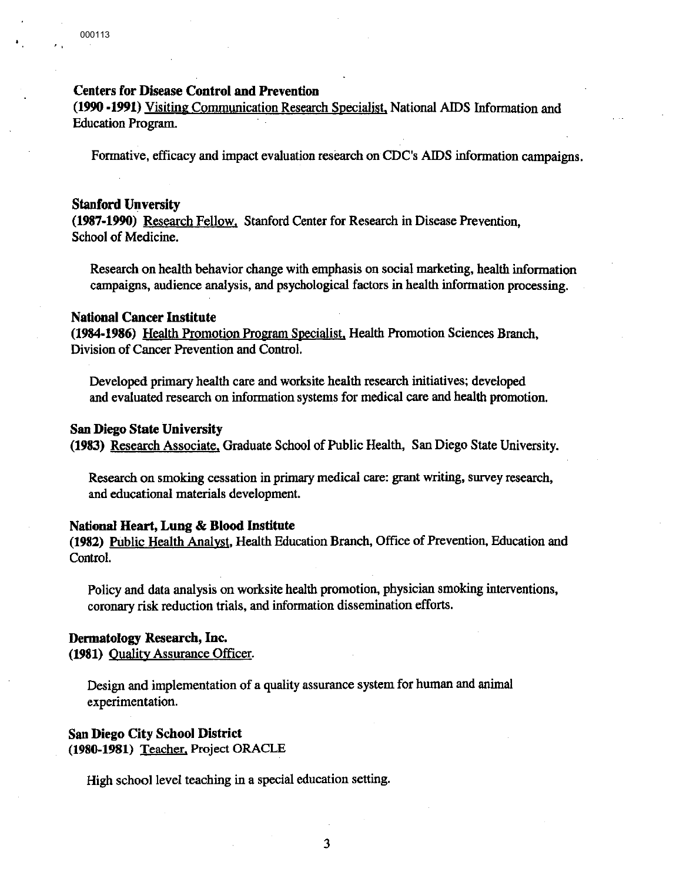**Centers for Disease Control and Prevention**
**(1990 -1991)** Visiting Communication Research Specialist, National AIDS Information and Education Program.

Formative, efficacy and impact evaluation research on CDC's AIDS information campaigns.

**Stanford Unversity**
**(1987-1990)** Research Fellow, Stanford Center for Research in Disease Prevention, School of Medicine.

Research on health behavior change with emphasis on social marketing, health information campaigns, audience analysis, and psychological factors in health information processing.

**National Cancer Institute**
**(1984-1986)** Health Promotion Program Specialist, Health Promotion Sciences Branch, Division of Cancer Prevention and Control.

Developed primary health care and worksite health research initiatives; developed and evaluated research on information systems for medical care and health promotion.

**San Diego State University**
**(1983)** Research Associate, Graduate School of Public Health, San Diego State University.

Research on smoking cessation in primary medical care: grant writing, survey research, and educational materials development.

**National Heart, Lung & Blood Institute**
**(1982)** Public Health Analyst, Health Education Branch, Office of Prevention, Education and Control.

Policy and data analysis on worksite health promotion, physician smoking interventions, coronary risk reduction trials, and information dissemination efforts.

**Dermatology Research, Inc.**
**(1981)** Quality Assurance Officer.

Design and implementation of a quality assurance system for human and animal experimentation.

**San Diego City School District**
**(1980-1981)** Teacher, Project ORACLE

High school level teaching in a special education setting.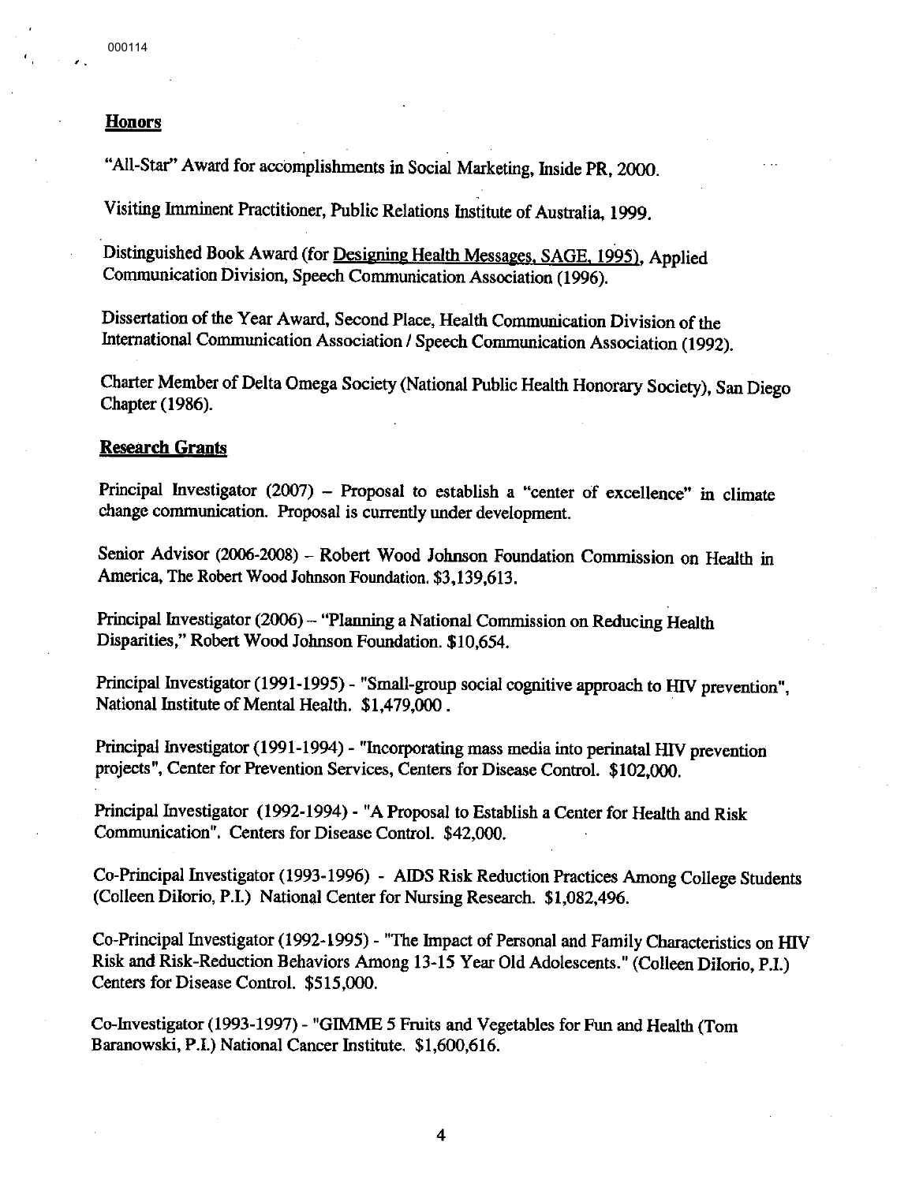## Honors

"All-Star" Award for accomplishments in Social Marketing, Inside PR, 2000.

Visiting Imminent Practitioner, Public Relations Institute of Australia, 1999.

Distinguished Book Award (for Designing Health Messages, SAGE, 1995), Applied Communication Division, Speech Communication Association (1996).

Dissertation of the Year Award, Second Place, Health Communication Division of the International Communication Association / Speech Communication Association (1992).

Charter Member of Delta Omega Society (National Public Health Honorary Society), San Diego Chapter (1986).

## Research Grants

Principal Investigator (2007) – Proposal to establish a "center of excellence" in climate change communication. Proposal is currently under development.

Senior Advisor (2006-2008) – Robert Wood Johnson Foundation Commission on Health in America, The Robert Wood Johnson Foundation. $3,139,613.

Principal Investigator (2006) – "Planning a National Commission on Reducing Health Disparities," Robert Wood Johnson Foundation. $10,654.

Principal Investigator (1991-1995) - "Small-group social cognitive approach to HIV prevention", National Institute of Mental Health. $1,479,000 .

Principal Investigator (1991-1994) - "Incorporating mass media into perinatal HIV prevention projects", Center for Prevention Services, Centers for Disease Control. $102,000.

Principal Investigator (1992-1994) - "A Proposal to Establish a Center for Health and Risk Communication". Centers for Disease Control. $42,000.

Co-Principal Investigator (1993-1996) - AIDS Risk Reduction Practices Among College Students (Colleen DiIorio, P.I.) National Center for Nursing Research. $1,082,496.

Co-Principal Investigator (1992-1995) - "The Impact of Personal and Family Characteristics on HIV Risk and Risk-Reduction Behaviors Among 13-15 Year Old Adolescents." (Colleen DiIorio, P.I.) Centers for Disease Control. $515,000.

Co-Investigator (1993-1997) - "GIMME 5 Fruits and Vegetables for Fun and Health (Tom Baranowski, P.I.) National Cancer Institute. $1,600,616.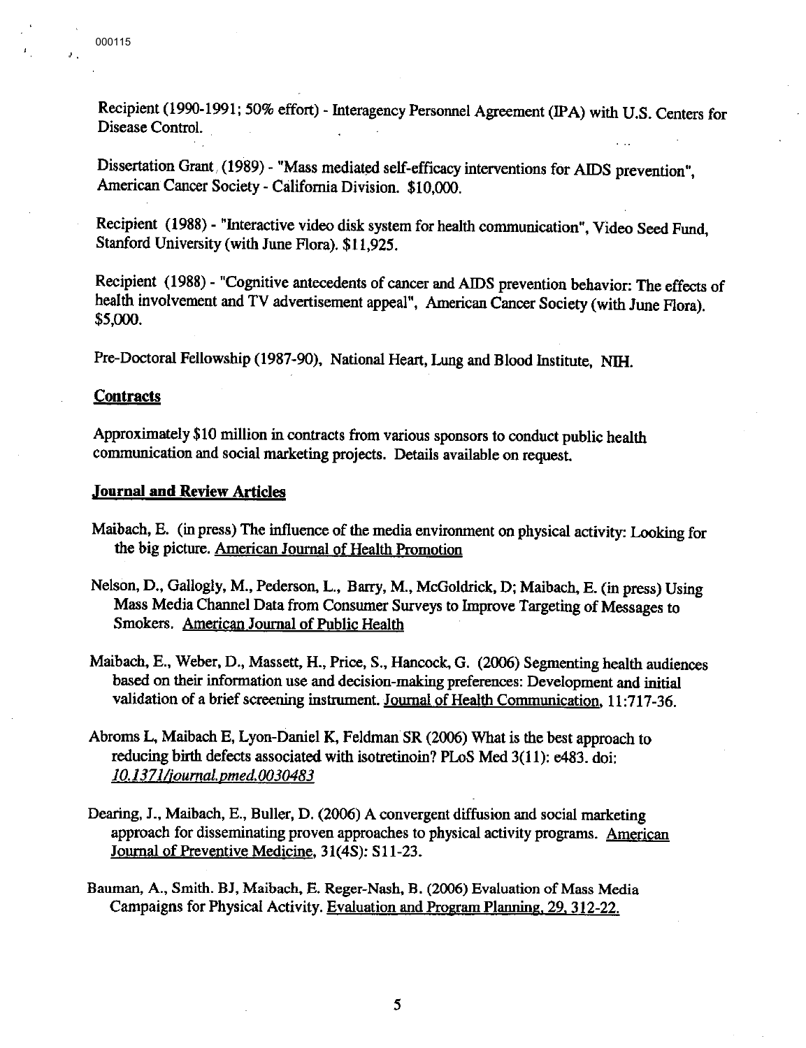Recipient (1990-1991; 50% effort) - Interagency Personnel Agreement (IPA) with U.S. Centers for Disease Control.

Dissertation Grant (1989) - "Mass mediated self-efficacy interventions for AIDS prevention", American Cancer Society - California Division. $10,000.

Recipient (1988) - "Interactive video disk system for health communication", Video Seed Fund, Stanford University (with June Flora). $11,925.

Recipient (1988) - "Cognitive antecedents of cancer and AIDS prevention behavior: The effects of health involvement and TV advertisement appeal", American Cancer Society (with June Flora). $5,000.

Pre-Doctoral Fellowship (1987-90), National Heart, Lung and Blood Institute, NIH.

## Contracts

Approximately $10 million in contracts from various sponsors to conduct public health communication and social marketing projects. Details available on request.

## Journal and Review Articles

Maibach, E. (in press) The influence of the media environment on physical activity: Looking for the big picture. American Journal of Health Promotion

Nelson, D., Gallogly, M., Pederson, L., Barry, M., McGoldrick, D; Maibach, E. (in press) Using Mass Media Channel Data from Consumer Surveys to Improve Targeting of Messages to Smokers. American Journal of Public Health

Maibach, E., Weber, D., Massett, H., Price, S., Hancock, G. (2006) Segmenting health audiences based on their information use and decision-making preferences: Development and initial validation of a brief screening instrument. Journal of Health Communication, 11:717-36.

Abroms L, Maibach E, Lyon-Daniel K, Feldman SR (2006) What is the best approach to reducing birth defects associated with isotretinoin? PLoS Med 3(11): e483. doi: *10.1371/journal.pmed.0030483*

Dearing, J., Maibach, E., Buller, D. (2006) A convergent diffusion and social marketing approach for disseminating proven approaches to physical activity programs. American Journal of Preventive Medicine, 31(4S): S11-23.

Bauman, A., Smith. BJ, Maibach, E. Reger-Nash, B. (2006) Evaluation of Mass Media Campaigns for Physical Activity. Evaluation and Program Planning, 29, 312-22.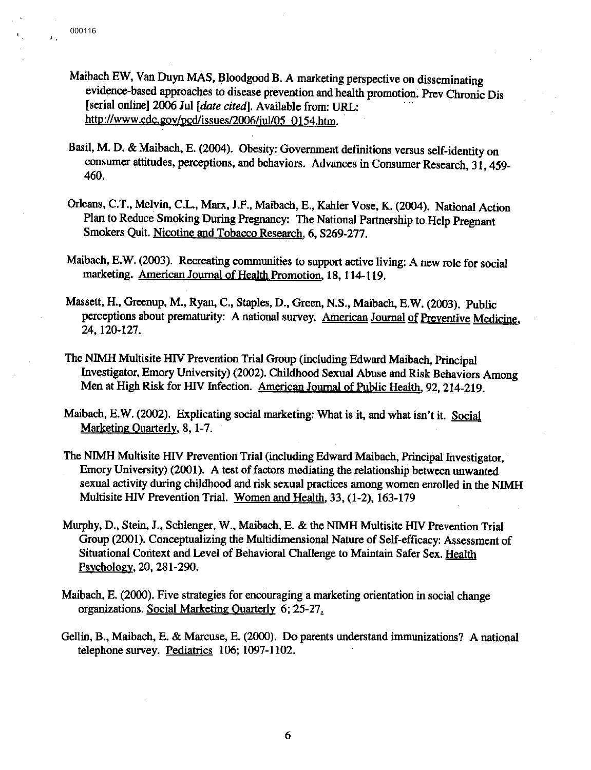Maibach EW, Van Duyn MAS, Bloodgood B. A marketing perspective on disseminating evidence-based approaches to disease prevention and health promotion. Prev Chronic Dis [serial online] 2006 Jul [*date cited*]. Available from: URL: http://www.cdc.gov/pcd/issues/2006/jul/05_0154.htm.

Basil, M. D. & Maibach, E. (2004). Obesity: Government definitions versus self-identity on consumer attitudes, perceptions, and behaviors. Advances in Consumer Research, 31, 459-460.

Orleans, C.T., Melvin, C.L., Marx, J.F., Maibach, E., Kahler Vose, K. (2004). National Action Plan to Reduce Smoking During Pregnancy: The National Partnership to Help Pregnant Smokers Quit. Nicotine and Tobacco Research, 6, S269-277.

Maibach, E.W. (2003). Recreating communities to support active living: A new role for social marketing. American Journal of Health Promotion, 18, 114-119.

Massett, H., Greenup, M., Ryan, C., Staples, D., Green, N.S., Maibach, E.W. (2003). Public perceptions about prematurity: A national survey. American Journal of Preventive Medicine, 24, 120-127.

The NIMH Multisite HIV Prevention Trial Group (including Edward Maibach, Principal Investigator, Emory University) (2002). Childhood Sexual Abuse and Risk Behaviors Among Men at High Risk for HIV Infection. American Journal of Public Health, 92, 214-219.

Maibach, E.W. (2002). Explicating social marketing: What is it, and what isn't it. Social Marketing Quarterly, 8, 1-7.

The NIMH Multisite HIV Prevention Trial (including Edward Maibach, Principal Investigator, Emory University) (2001). A test of factors mediating the relationship between unwanted sexual activity during childhood and risk sexual practices among women enrolled in the NIMH Multisite HIV Prevention Trial. Women and Health, 33, (1-2), 163-179

Murphy, D., Stein, J., Schlenger, W., Maibach, E. & the NIMH Multisite HIV Prevention Trial Group (2001). Conceptualizing the Multidimensional Nature of Self-efficacy: Assessment of Situational Context and Level of Behavioral Challenge to Maintain Safer Sex. Health Psychology, 20, 281-290.

Maibach, E. (2000). Five strategies for encouraging a marketing orientation in social change organizations. Social Marketing Quarterly 6; 25-27.

Gellin, B., Maibach, E. & Marcuse, E. (2000). Do parents understand immunizations? A national telephone survey. Pediatrics 106; 1097-1102.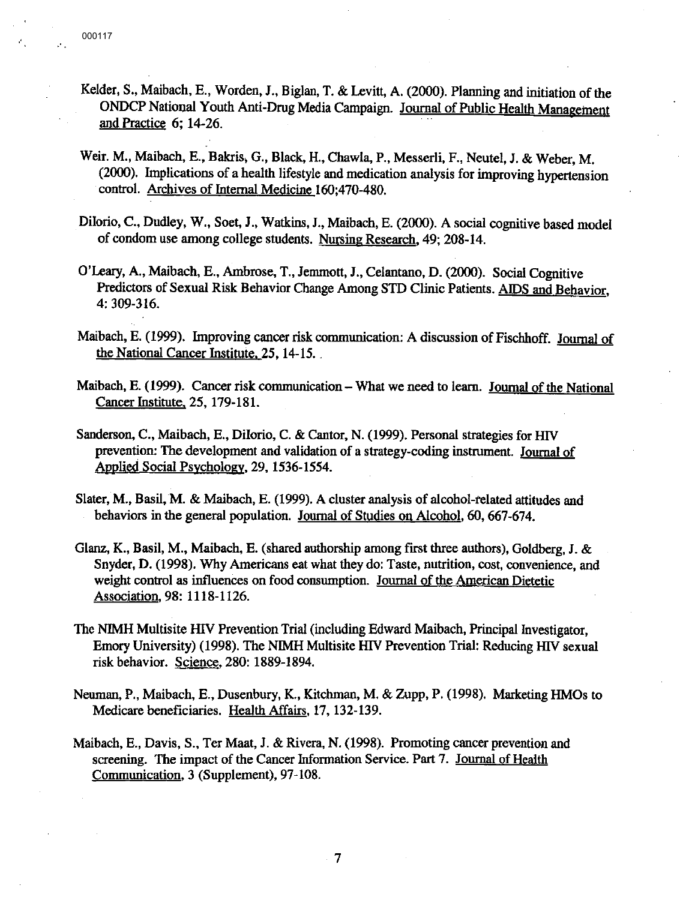Kelder, S., Maibach, E., Worden, J., Biglan, T. & Levitt, A. (2000). Planning and initiation of the ONDCP National Youth Anti-Drug Media Campaign. Journal of Public Health Management and Practice 6; 14-26.

Weir. M., Maibach, E., Bakris, G., Black, H., Chawla, P., Messerli, F., Neutel, J. & Weber, M. (2000). Implications of a health lifestyle and medication analysis for improving hypertension control. Archives of Internal Medicine 160;470-480.

DiIorio, C., Dudley, W., Soet, J., Watkins, J., Maibach, E. (2000). A social cognitive based model of condom use among college students. Nursing Research, 49; 208-14.

O'Leary, A., Maibach, E., Ambrose, T., Jemmott, J., Celantano, D. (2000). Social Cognitive Predictors of Sexual Risk Behavior Change Among STD Clinic Patients. AIDS and Behavior, 4: 309-316.

Maibach, E. (1999). Improving cancer risk communication: A discussion of Fischhoff. Journal of the National Cancer Institute, 25, 14-15.

Maibach, E. (1999). Cancer risk communication – What we need to learn. Journal of the National Cancer Institute, 25, 179-181.

Sanderson, C., Maibach, E., DiIorio, C. & Cantor, N. (1999). Personal strategies for HIV prevention: The development and validation of a strategy-coding instrument. Journal of Applied Social Psychology, 29, 1536-1554.

Slater, M., Basil, M. & Maibach, E. (1999). A cluster analysis of alcohol-related attitudes and behaviors in the general population. Journal of Studies on Alcohol, 60, 667-674.

Glanz, K., Basil, M., Maibach, E. (shared authorship among first three authors), Goldberg, J. & Snyder, D. (1998). Why Americans eat what they do: Taste, nutrition, cost, convenience, and weight control as influences on food consumption. Journal of the American Dietetic Association, 98: 1118-1126.

The NIMH Multisite HIV Prevention Trial (including Edward Maibach, Principal Investigator, Emory University) (1998). The NIMH Multisite HIV Prevention Trial: Reducing HIV sexual risk behavior. Science, 280: 1889-1894.

Neuman, P., Maibach, E., Dusenbury, K., Kitchman, M. & Zupp, P. (1998). Marketing HMOs to Medicare beneficiaries. Health Affairs, 17, 132-139.

Maibach, E., Davis, S., Ter Maat, J. & Rivera, N. (1998). Promoting cancer prevention and screening. The impact of the Cancer Information Service. Part 7. Journal of Health Communication, 3 (Supplement), 97-108.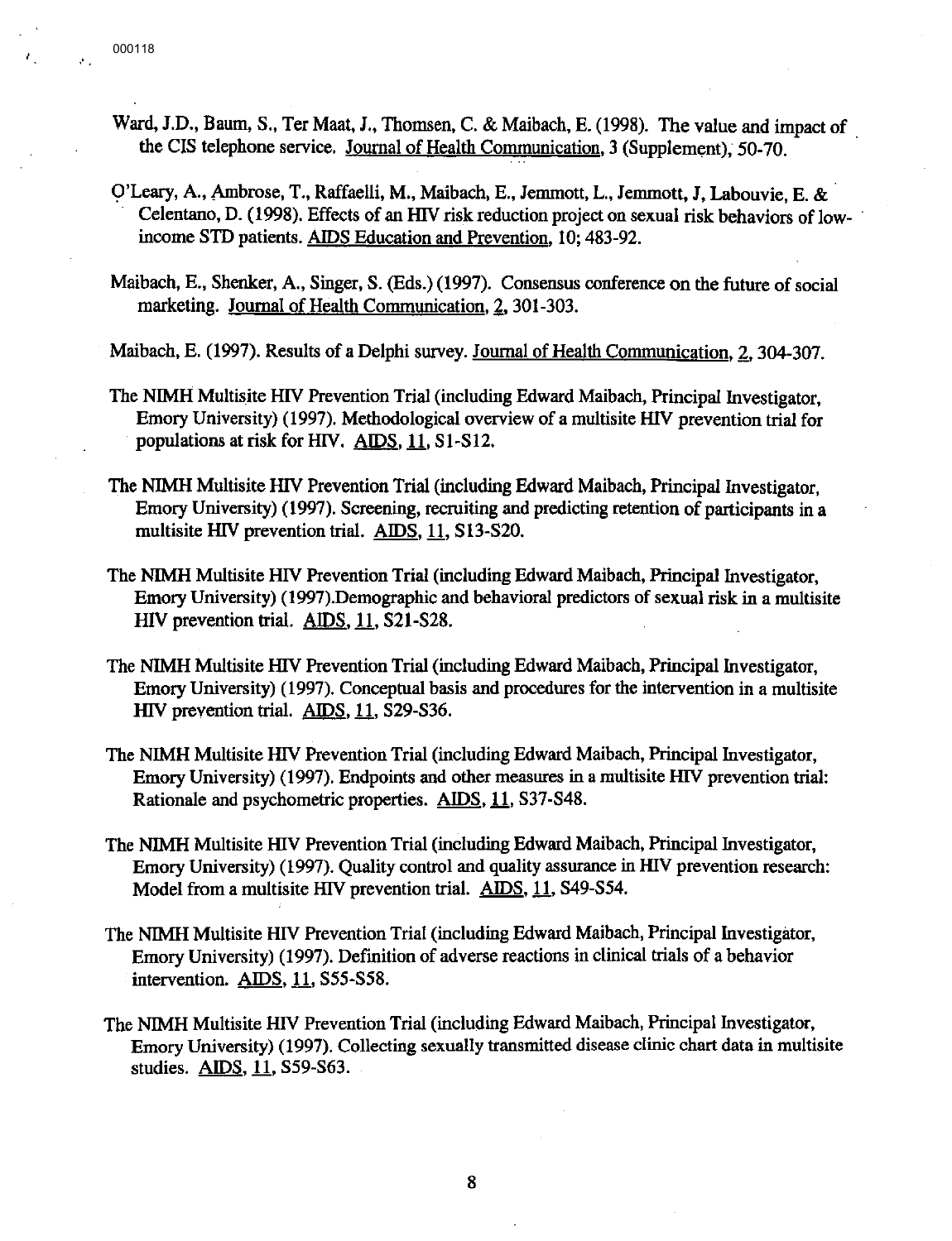Ward, J.D., Baum, S., Ter Maat, J., Thomsen, C. & Maibach, E. (1998). The value and impact of the CIS telephone service. Journal of Health Communication, 3 (Supplement), 50-70.

O'Leary, A., Ambrose, T., Raffaelli, M., Maibach, E., Jemmott, L., Jemmott, J, Labouvie, E. & Celentano, D. (1998). Effects of an HIV risk reduction project on sexual risk behaviors of low-income STD patients. AIDS Education and Prevention, 10; 483-92.

Maibach, E., Shenker, A., Singer, S. (Eds.) (1997). Consensus conference on the future of social marketing. Journal of Health Communication, 2, 301-303.

Maibach, E. (1997). Results of a Delphi survey. Journal of Health Communication, 2, 304-307.

The NIMH Multisite HIV Prevention Trial (including Edward Maibach, Principal Investigator, Emory University) (1997). Methodological overview of a multisite HIV prevention trial for populations at risk for HIV. AIDS, 11, S1-S12.

The NIMH Multisite HIV Prevention Trial (including Edward Maibach, Principal Investigator, Emory University) (1997). Screening, recruiting and predicting retention of participants in a multisite HIV prevention trial. AIDS, 11, S13-S20.

The NIMH Multisite HIV Prevention Trial (including Edward Maibach, Principal Investigator, Emory University) (1997).Demographic and behavioral predictors of sexual risk in a multisite HIV prevention trial. AIDS, 11, S21-S28.

The NIMH Multisite HIV Prevention Trial (including Edward Maibach, Principal Investigator, Emory University) (1997). Conceptual basis and procedures for the intervention in a multisite HIV prevention trial. AIDS, 11, S29-S36.

The NIMH Multisite HIV Prevention Trial (including Edward Maibach, Principal Investigator, Emory University) (1997). Endpoints and other measures in a multisite HIV prevention trial: Rationale and psychometric properties. AIDS, 11, S37-S48.

The NIMH Multisite HIV Prevention Trial (including Edward Maibach, Principal Investigator, Emory University) (1997). Quality control and quality assurance in HIV prevention research: Model from a multisite HIV prevention trial. AIDS, 11, S49-S54.

The NIMH Multisite HIV Prevention Trial (including Edward Maibach, Principal Investigator, Emory University) (1997). Definition of adverse reactions in clinical trials of a behavior intervention. AIDS, 11, S55-S58.

The NIMH Multisite HIV Prevention Trial (including Edward Maibach, Principal Investigator, Emory University) (1997). Collecting sexually transmitted disease clinic chart data in multisite studies. AIDS, 11, S59-S63.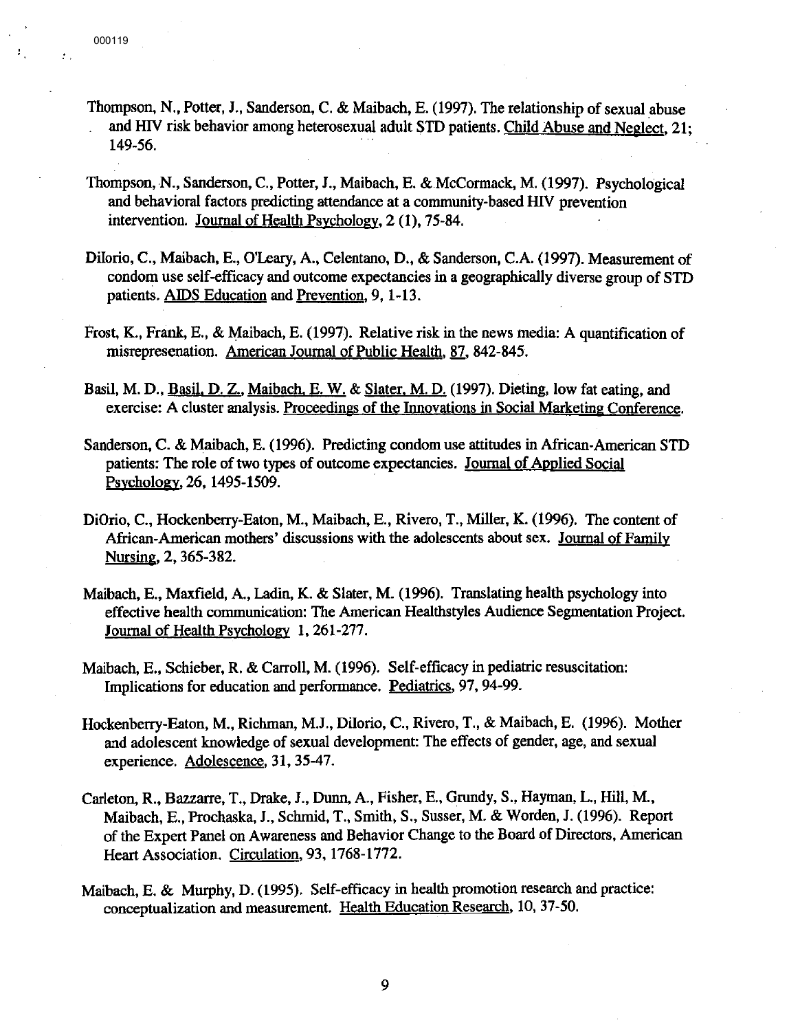Thompson, N., Potter, J., Sanderson, C. & Maibach, E. (1997). The relationship of sexual abuse and HIV risk behavior among heterosexual adult STD patients. Child Abuse and Neglect, 21; 149-56.

Thompson, N., Sanderson, C., Potter, J., Maibach, E. & McCormack, M. (1997). Psychological and behavioral factors predicting attendance at a community-based HIV prevention intervention. Journal of Health Psychology, 2 (1), 75-84.

DiIorio, C., Maibach, E., O'Leary, A., Celentano, D., & Sanderson, C.A. (1997). Measurement of condom use self-efficacy and outcome expectancies in a geographically diverse group of STD patients. AIDS Education and Prevention, 9, 1-13.

Frost, K., Frank, E., & Maibach, E. (1997). Relative risk in the news media: A quantification of misrepresenation. American Journal of Public Health, 87, 842-845.

Basil, M. D., Basil, D. Z., Maibach, E. W. & Slater, M. D. (1997). Dieting, low fat eating, and exercise: A cluster analysis. Proceedings of the Innovations in Social Marketing Conference.

Sanderson, C. & Maibach, E. (1996). Predicting condom use attitudes in African-American STD patients: The role of two types of outcome expectancies. Journal of Applied Social Psychology, 26, 1495-1509.

DiOrio, C., Hockenberry-Eaton, M., Maibach, E., Rivero, T., Miller, K. (1996). The content of African-American mothers' discussions with the adolescents about sex. Journal of Family Nursing, 2, 365-382.

Maibach, E., Maxfield, A., Ladin, K. & Slater, M. (1996). Translating health psychology into effective health communication: The American Healthstyles Audience Segmentation Project. Journal of Health Psychology 1, 261-277.

Maibach, E., Schieber, R. & Carroll, M. (1996). Self-efficacy in pediatric resuscitation: Implications for education and performance. Pediatrics, 97, 94-99.

Hockenberry-Eaton, M., Richman, M.J., DiIorio, C., Rivero, T., & Maibach, E. (1996). Mother and adolescent knowledge of sexual development: The effects of gender, age, and sexual experience. Adolescence, 31, 35-47.

Carleton, R., Bazzarre, T., Drake, J., Dunn, A., Fisher, E., Grundy, S., Hayman, L., Hill, M., Maibach, E., Prochaska, J., Schmid, T., Smith, S., Susser, M. & Worden, J. (1996). Report of the Expert Panel on Awareness and Behavior Change to the Board of Directors, American Heart Association. Circulation, 93, 1768-1772.

Maibach, E. & Murphy, D. (1995). Self-efficacy in health promotion research and practice: conceptualization and measurement. Health Education Research, 10, 37-50.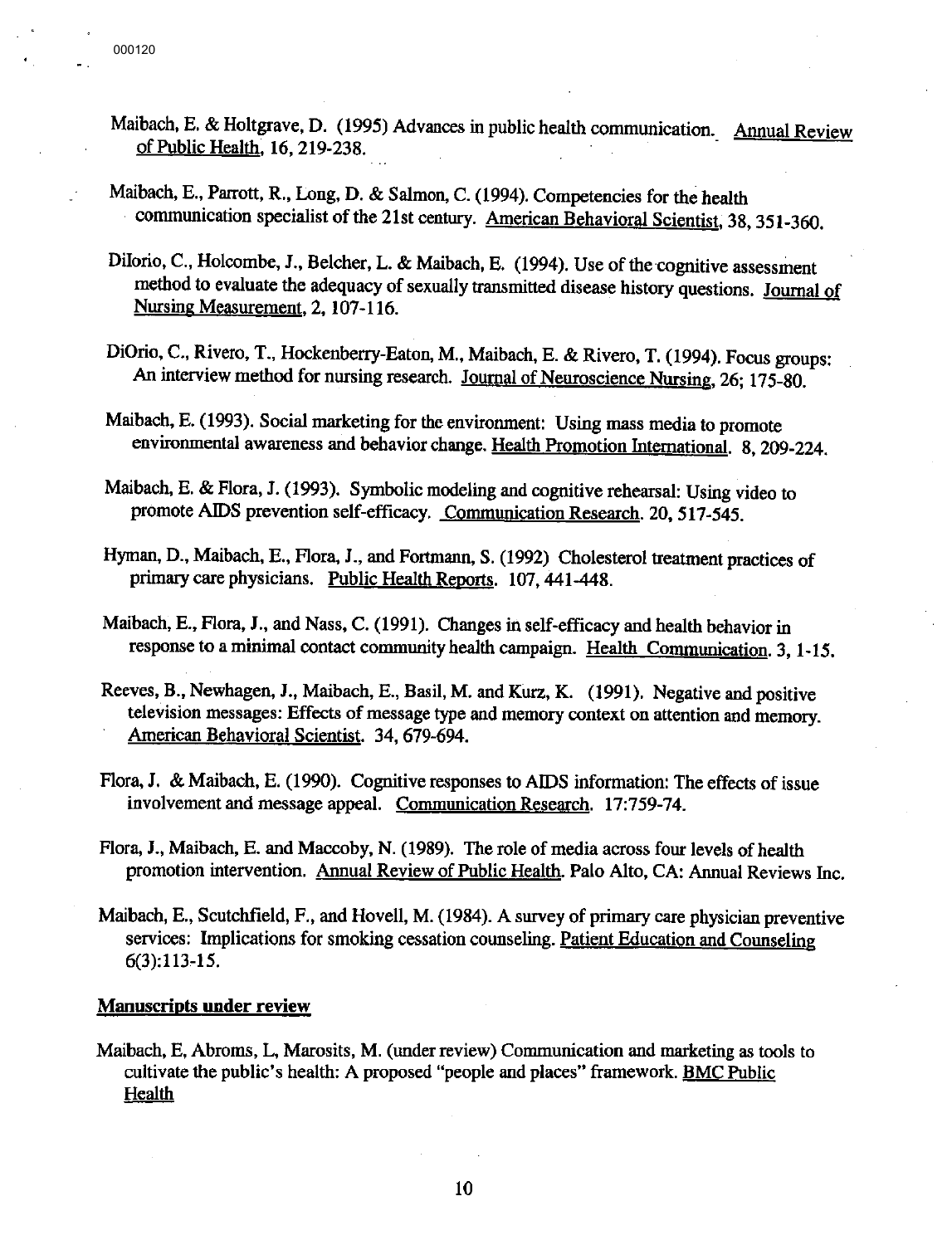Maibach, E. & Holtgrave, D. (1995) Advances in public health communication. Annual Review of Public Health, 16, 219-238.

Maibach, E., Parrott, R., Long, D. & Salmon, C. (1994). Competencies for the health communication specialist of the 21st century. American Behavioral Scientist, 38, 351-360.

DiIorio, C., Holcombe, J., Belcher, L. & Maibach, E. (1994). Use of the cognitive assessment method to evaluate the adequacy of sexually transmitted disease history questions. Journal of Nursing Measurement, 2, 107-116.

DiOrio, C., Rivero, T., Hockenberry-Eaton, M., Maibach, E. & Rivero, T. (1994). Focus groups: An interview method for nursing research. Journal of Neuroscience Nursing, 26; 175-80.

Maibach, E. (1993). Social marketing for the environment: Using mass media to promote environmental awareness and behavior change. Health Promotion International. 8, 209-224.

Maibach, E. & Flora, J. (1993). Symbolic modeling and cognitive rehearsal: Using video to promote AIDS prevention self-efficacy. Communication Research. 20, 517-545.

Hyman, D., Maibach, E., Flora, J., and Fortmann, S. (1992) Cholesterol treatment practices of primary care physicians. Public Health Reports. 107, 441-448.

Maibach, E., Flora, J., and Nass, C. (1991). Changes in self-efficacy and health behavior in response to a minimal contact community health campaign. Health Communication. 3, 1-15.

Reeves, B., Newhagen, J., Maibach, E., Basil, M. and Kurz, K. (1991). Negative and positive television messages: Effects of message type and memory context on attention and memory. American Behavioral Scientist. 34, 679-694.

Flora, J. & Maibach, E. (1990). Cognitive responses to AIDS information: The effects of issue involvement and message appeal. Communication Research. 17:759-74.

Flora, J., Maibach, E. and Maccoby, N. (1989). The role of media across four levels of health promotion intervention. Annual Review of Public Health. Palo Alto, CA: Annual Reviews Inc.

Maibach, E., Scutchfield, F., and Hovell, M. (1984). A survey of primary care physician preventive services: Implications for smoking cessation counseling. Patient Education and Counseling 6(3):113-15.

## Manuscripts under review

Maibach, E, Abroms, L, Marosits, M. (under review) Communication and marketing as tools to cultivate the public's health: A proposed "people and places" framework. BMC Public Health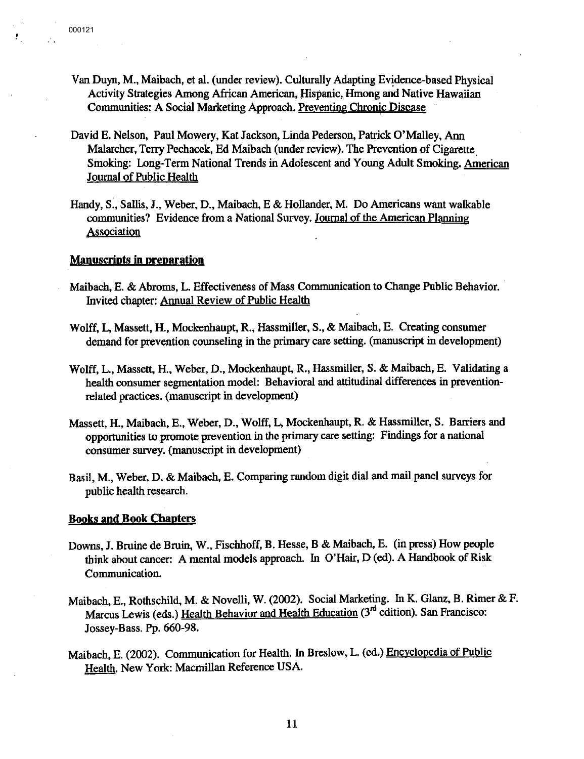Van Duyn, M., Maibach, et al. (under review). Culturally Adapting Evidence-based Physical Activity Strategies Among African American, Hispanic, Hmong and Native Hawaiian Communities: A Social Marketing Approach. Preventing Chronic Disease

David E. Nelson, Paul Mowery, Kat Jackson, Linda Pederson, Patrick O'Malley, Ann Malarcher, Terry Pechacek, Ed Maibach (under review). The Prevention of Cigarette Smoking: Long-Term National Trends in Adolescent and Young Adult Smoking. American Journal of Public Health

Handy, S., Sallis, J., Weber, D., Maibach, E & Hollander, M. Do Americans want walkable communities? Evidence from a National Survey. Journal of the American Planning Association

**Manuscripts in preparation**

Maibach, E. & Abroms, L. Effectiveness of Mass Communication to Change Public Behavior. Invited chapter: Annual Review of Public Health

Wolff, L, Massett, H., Mockenhaupt, R., Hassmiller, S., & Maibach, E. Creating consumer demand for prevention counseling in the primary care setting. (manuscript in development)

Wolff, L., Massett, H., Weber, D., Mockenhaupt, R., Hassmiller, S. & Maibach, E. Validating a health consumer segmentation model: Behavioral and attitudinal differences in prevention-related practices. (manuscript in development)

Massett, H., Maibach, E., Weber, D., Wolff, L, Mockenhaupt, R. & Hassmiller, S. Barriers and opportunities to promote prevention in the primary care setting: Findings for a national consumer survey. (manuscript in development)

Basil, M., Weber, D. & Maibach, E. Comparing random digit dial and mail panel surveys for public health research.

**Books and Book Chapters**

Downs, J. Bruine de Bruin, W., Fischhoff, B. Hesse, B & Maibach, E. (in press) How people think about cancer: A mental models approach. In O'Hair, D (ed). A Handbook of Risk Communication.

Maibach, E., Rothschild, M. & Novelli, W. (2002). Social Marketing. In K. Glanz, B. Rimer & F. Marcus Lewis (eds.) Health Behavior and Health Education (3rd edition). San Francisco: Jossey-Bass. Pp. 660-98.

Maibach, E. (2002). Communication for Health. In Breslow, L. (ed.) Encyclopedia of Public Health. New York: Macmillan Reference USA.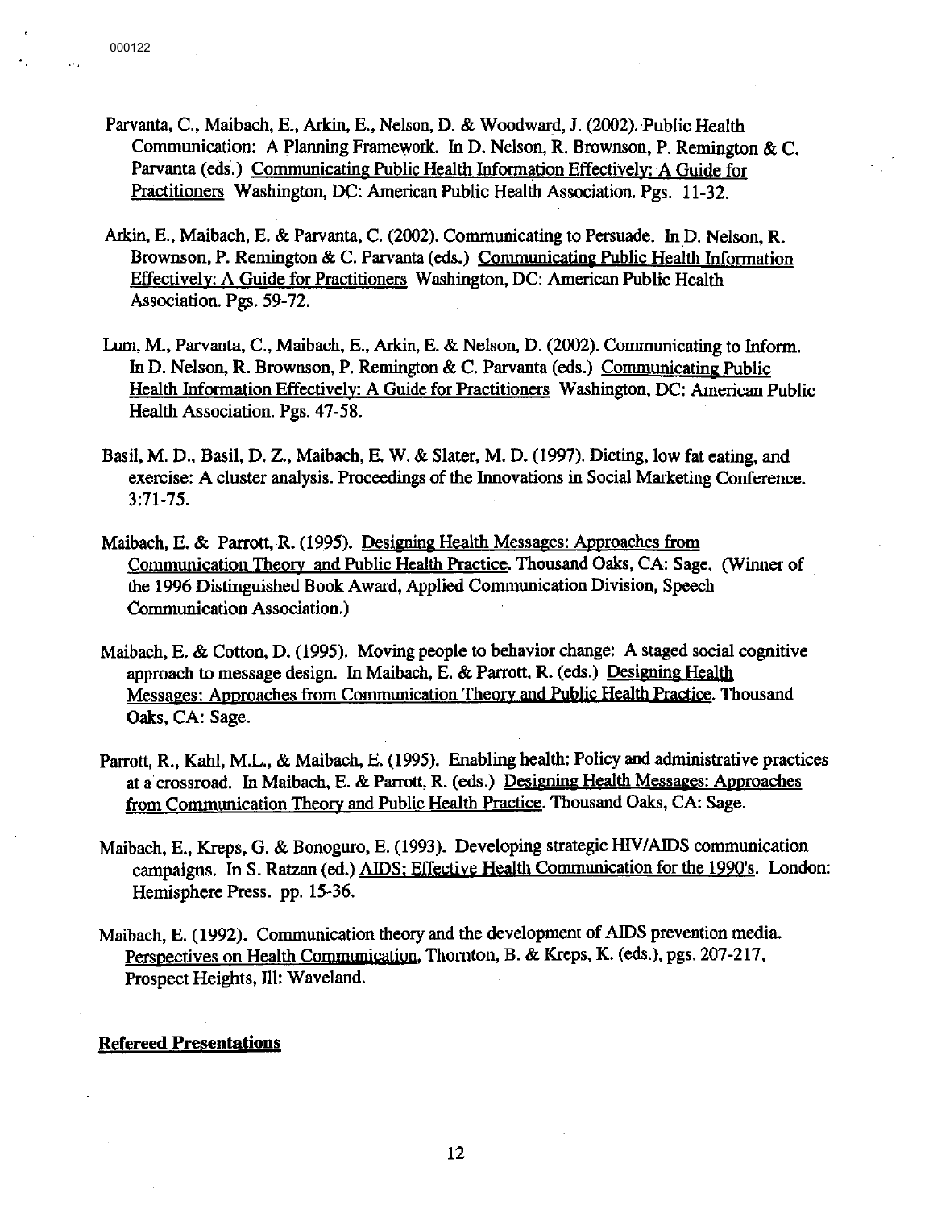Parvanta, C., Maibach, E., Arkin, E., Nelson, D. & Woodward, J. (2002). Public Health Communication: A Planning Framework. In D. Nelson, R. Brownson, P. Remington & C. Parvanta (eds.) Communicating Public Health Information Effectively: A Guide for Practitioners Washington, DC: American Public Health Association. Pgs. 11-32.

Arkin, E., Maibach, E. & Parvanta, C. (2002). Communicating to Persuade. In D. Nelson, R. Brownson, P. Remington & C. Parvanta (eds.) Communicating Public Health Information Effectively: A Guide for Practitioners Washington, DC: American Public Health Association. Pgs. 59-72.

Lum, M., Parvanta, C., Maibach, E., Arkin, E. & Nelson, D. (2002). Communicating to Inform. In D. Nelson, R. Brownson, P. Remington & C. Parvanta (eds.) Communicating Public Health Information Effectively: A Guide for Practitioners Washington, DC: American Public Health Association. Pgs. 47-58.

Basil, M. D., Basil, D. Z., Maibach, E. W. & Slater, M. D. (1997). Dieting, low fat eating, and exercise: A cluster analysis. Proceedings of the Innovations in Social Marketing Conference. 3:71-75.

Maibach, E. & Parrott, R. (1995). Designing Health Messages: Approaches from Communication Theory and Public Health Practice. Thousand Oaks, CA: Sage. (Winner of the 1996 Distinguished Book Award, Applied Communication Division, Speech Communication Association.)

Maibach, E. & Cotton, D. (1995). Moving people to behavior change: A staged social cognitive approach to message design. In Maibach, E. & Parrott, R. (eds.) Designing Health Messages: Approaches from Communication Theory and Public Health Practice. Thousand Oaks, CA: Sage.

Parrott, R., Kahl, M.L., & Maibach, E. (1995). Enabling health: Policy and administrative practices at a crossroad. In Maibach, E. & Parrott, R. (eds.) Designing Health Messages: Approaches from Communication Theory and Public Health Practice. Thousand Oaks, CA: Sage.

Maibach, E., Kreps, G. & Bonoguro, E. (1993). Developing strategic HIV/AIDS communication campaigns. In S. Ratzan (ed.) AIDS: Effective Health Communication for the 1990's. London: Hemisphere Press. pp. 15-36.

Maibach, E. (1992). Communication theory and the development of AIDS prevention media. Perspectives on Health Communication, Thornton, B. & Kreps, K. (eds.), pgs. 207-217, Prospect Heights, Ill: Waveland.

**Refereed Presentations**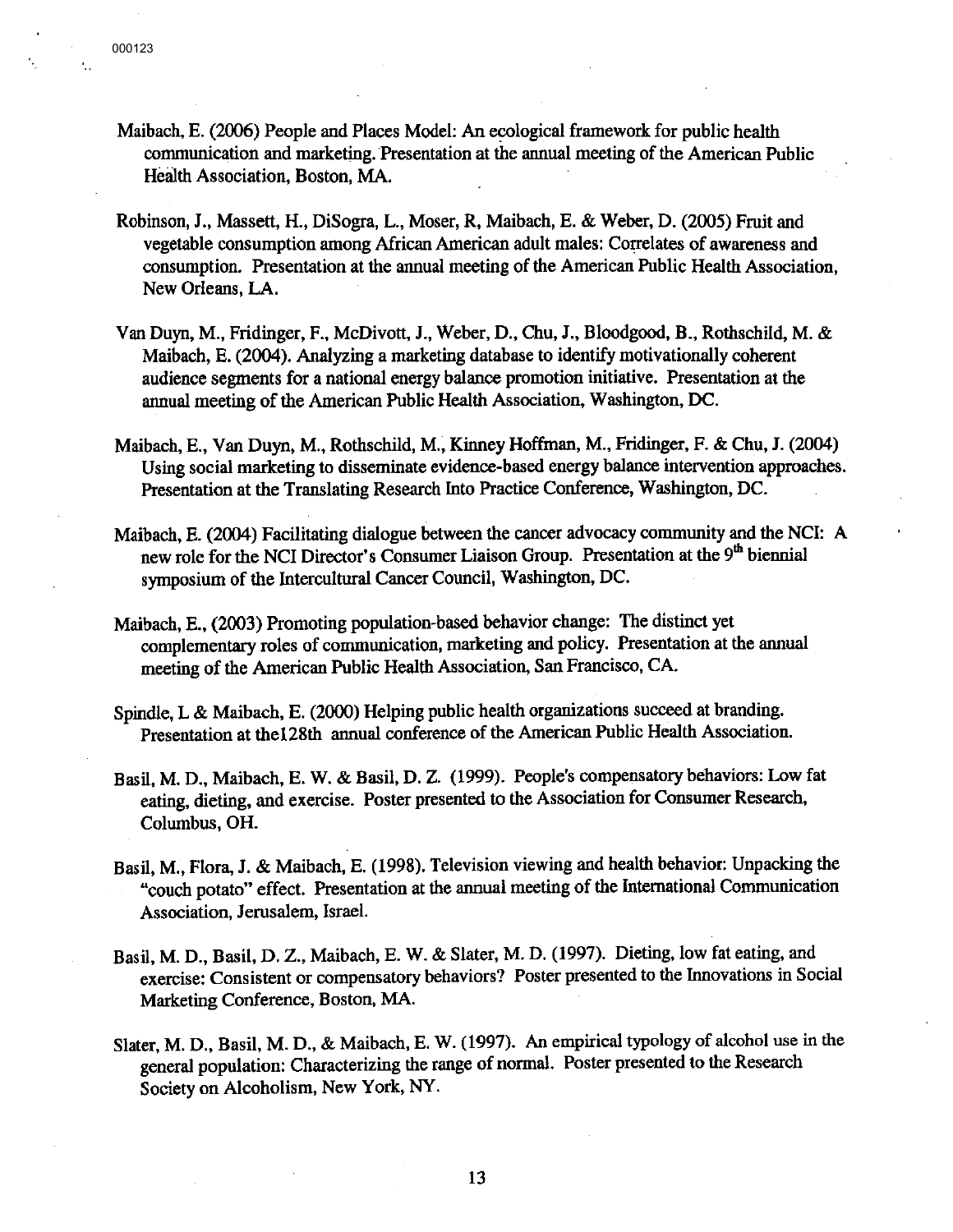Maibach, E. (2006) People and Places Model: An ecological framework for public health communication and marketing. Presentation at the annual meeting of the American Public Health Association, Boston, MA.

Robinson, J., Massett, H., DiSogra, L., Moser, R, Maibach, E. & Weber, D. (2005) Fruit and vegetable consumption among African American adult males: Correlates of awareness and consumption. Presentation at the annual meeting of the American Public Health Association, New Orleans, LA.

Van Duyn, M., Fridinger, F., McDivott, J., Weber, D., Chu, J., Bloodgood, B., Rothschild, M. & Maibach, E. (2004). Analyzing a marketing database to identify motivationally coherent audience segments for a national energy balance promotion initiative. Presentation at the annual meeting of the American Public Health Association, Washington, DC.

Maibach, E., Van Duyn, M., Rothschild, M., Kinney Hoffman, M., Fridinger, F. & Chu, J. (2004) Using social marketing to disseminate evidence-based energy balance intervention approaches. Presentation at the Translating Research Into Practice Conference, Washington, DC.

Maibach, E. (2004) Facilitating dialogue between the cancer advocacy community and the NCI: A new role for the NCI Director's Consumer Liaison Group. Presentation at the 9th biennial symposium of the Intercultural Cancer Council, Washington, DC.

Maibach, E., (2003) Promoting population-based behavior change: The distinct yet complementary roles of communication, marketing and policy. Presentation at the annual meeting of the American Public Health Association, San Francisco, CA.

Spindle, L & Maibach, E. (2000) Helping public health organizations succeed at branding. Presentation at the128th annual conference of the American Public Health Association.

Basil, M. D., Maibach, E. W. & Basil, D. Z. (1999). People's compensatory behaviors: Low fat eating, dieting, and exercise. Poster presented to the Association for Consumer Research, Columbus, OH.

Basil, M., Flora, J. & Maibach, E. (1998). Television viewing and health behavior: Unpacking the "couch potato" effect. Presentation at the annual meeting of the International Communication Association, Jerusalem, Israel.

Basil, M. D., Basil, D. Z., Maibach, E. W. & Slater, M. D. (1997). Dieting, low fat eating, and exercise: Consistent or compensatory behaviors? Poster presented to the Innovations in Social Marketing Conference, Boston, MA.

Slater, M. D., Basil, M. D., & Maibach, E. W. (1997). An empirical typology of alcohol use in the general population: Characterizing the range of normal. Poster presented to the Research Society on Alcoholism, New York, NY.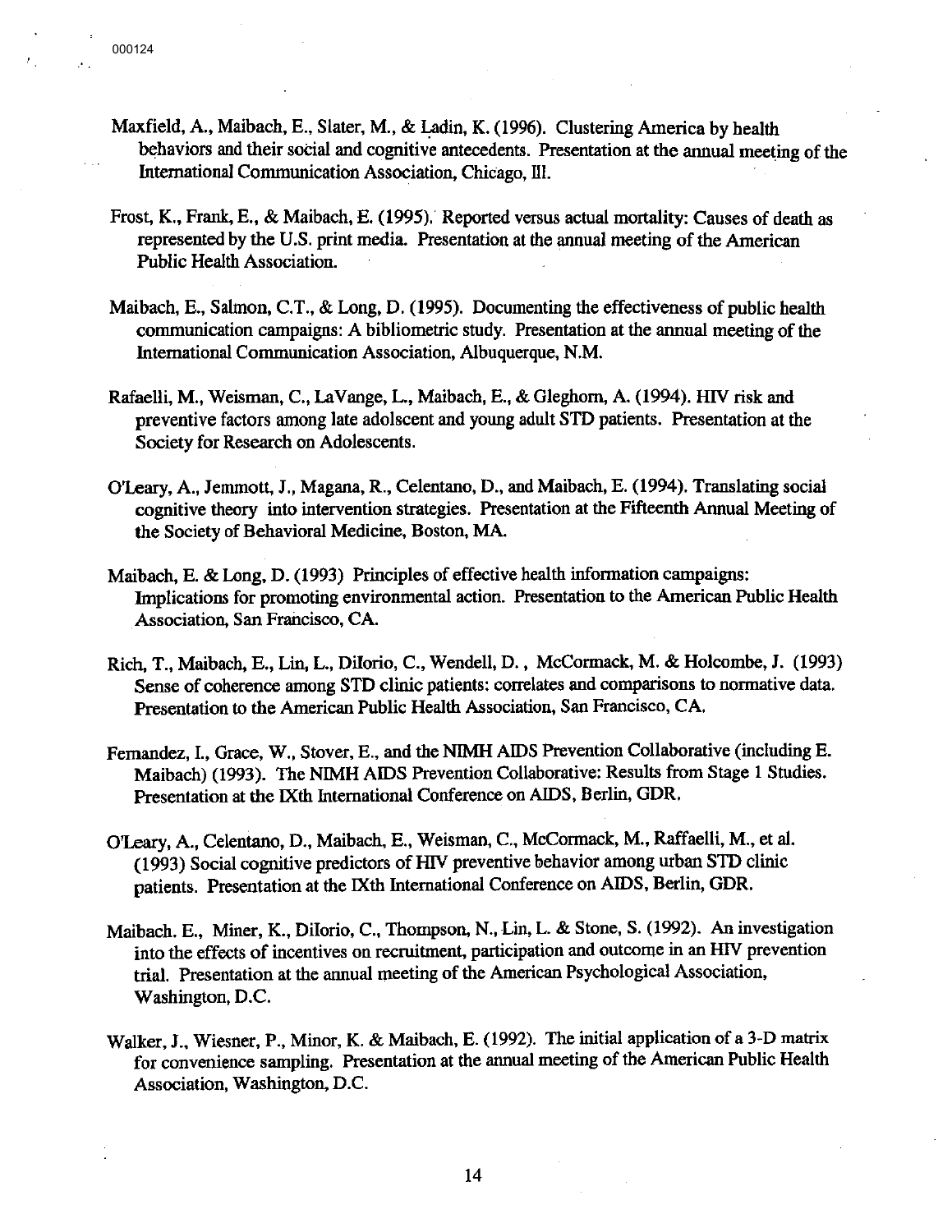Maxfield, A., Maibach, E., Slater, M., & Ladin, K. (1996). Clustering America by health behaviors and their social and cognitive antecedents. Presentation at the annual meeting of the International Communication Association, Chicago, Ill.

Frost, K., Frank, E., & Maibach, E. (1995). Reported versus actual mortality: Causes of death as represented by the U.S. print media. Presentation at the annual meeting of the American Public Health Association.

Maibach, E., Salmon, C.T., & Long, D. (1995). Documenting the effectiveness of public health communication campaigns: A bibliometric study. Presentation at the annual meeting of the International Communication Association, Albuquerque, N.M.

Rafaelli, M., Weisman, C., LaVange, L., Maibach, E., & Gleghorn, A. (1994). HIV risk and preventive factors among late adolscent and young adult STD patients. Presentation at the Society for Research on Adolescents.

O'Leary, A., Jemmott, J., Magana, R., Celentano, D., and Maibach, E. (1994). Translating social cognitive theory into intervention strategies. Presentation at the Fifteenth Annual Meeting of the Society of Behavioral Medicine, Boston, MA.

Maibach, E. & Long, D. (1993) Principles of effective health information campaigns: Implications for promoting environmental action. Presentation to the American Public Health Association, San Francisco, CA.

Rich, T., Maibach, E., Lin, L., DiIorio, C., Wendell, D., McCormack, M. & Holcombe, J. (1993) Sense of coherence among STD clinic patients: correlates and comparisons to normative data. Presentation to the American Public Health Association, San Francisco, CA.

Fernandez, I., Grace, W., Stover, E., and the NIMH AIDS Prevention Collaborative (including E. Maibach) (1993). The NIMH AIDS Prevention Collaborative: Results from Stage 1 Studies. Presentation at the IXth International Conference on AIDS, Berlin, GDR.

O'Leary, A., Celentano, D., Maibach, E., Weisman, C., McCormack, M., Raffaelli, M., et al. (1993) Social cognitive predictors of HIV preventive behavior among urban STD clinic patients. Presentation at the IXth International Conference on AIDS, Berlin, GDR.

Maibach. E., Miner, K., DiIorio, C., Thompson, N., Lin, L. & Stone, S. (1992). An investigation into the effects of incentives on recruitment, participation and outcome in an HIV prevention trial. Presentation at the annual meeting of the American Psychological Association, Washington, D.C.

Walker, J., Wiesner, P., Minor, K. & Maibach, E. (1992). The initial application of a 3-D matrix for convenience sampling. Presentation at the annual meeting of the American Public Health Association, Washington, D.C.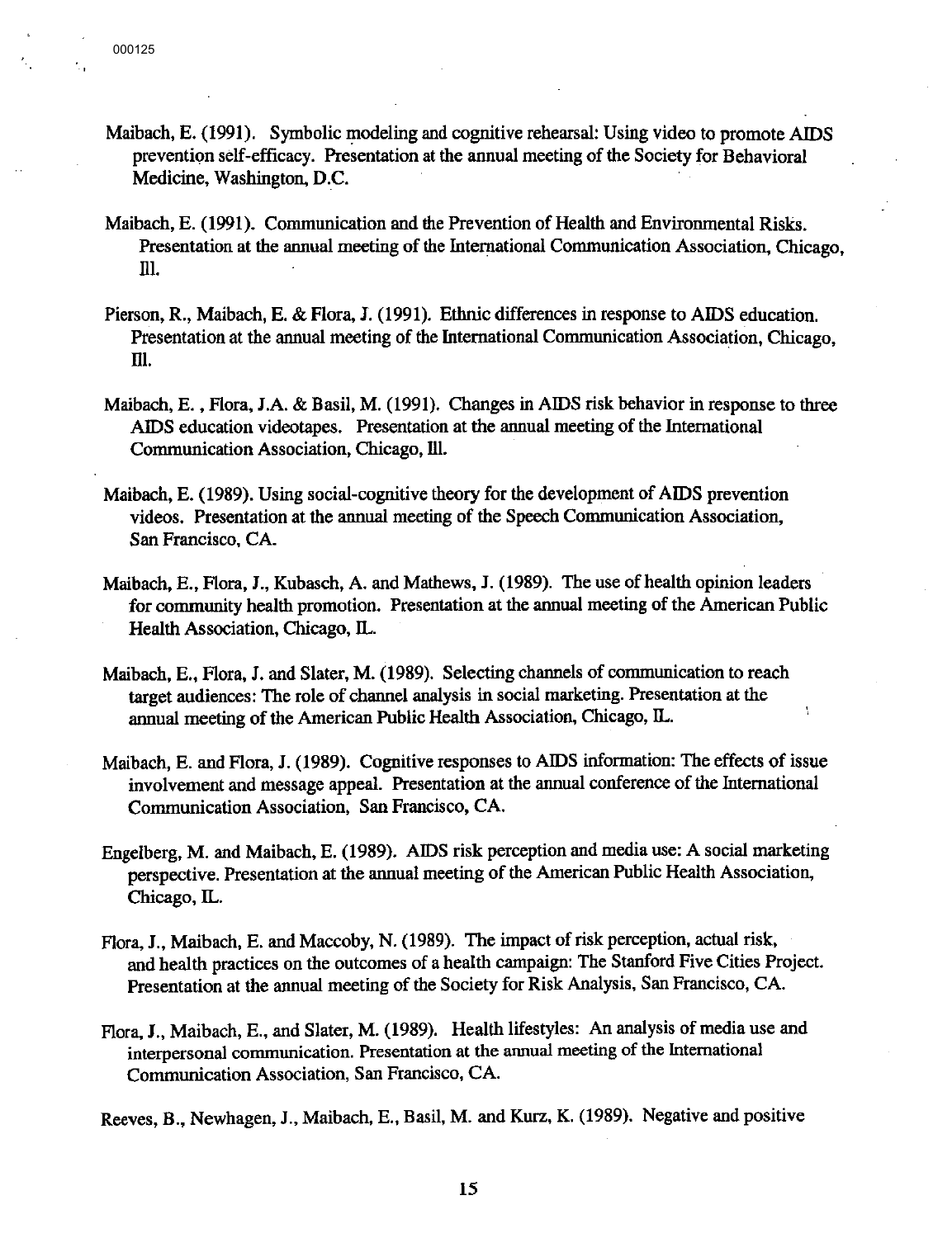Maibach, E. (1991). Symbolic modeling and cognitive rehearsal: Using video to promote AIDS prevention self-efficacy. Presentation at the annual meeting of the Society for Behavioral Medicine, Washington, D.C.

Maibach, E. (1991). Communication and the Prevention of Health and Environmental Risks. Presentation at the annual meeting of the International Communication Association, Chicago, Ill.

Pierson, R., Maibach, E. & Flora, J. (1991). Ethnic differences in response to AIDS education. Presentation at the annual meeting of the International Communication Association, Chicago, Ill.

Maibach, E. , Flora, J.A. & Basil, M. (1991). Changes in AIDS risk behavior in response to three AIDS education videotapes. Presentation at the annual meeting of the International Communication Association, Chicago, Ill.

Maibach, E. (1989). Using social-cognitive theory for the development of AIDS prevention videos. Presentation at the annual meeting of the Speech Communication Association, San Francisco, CA.

Maibach, E., Flora, J., Kubasch, A. and Mathews, J. (1989). The use of health opinion leaders for community health promotion. Presentation at the annual meeting of the American Public Health Association, Chicago, IL.

Maibach, E., Flora, J. and Slater, M. (1989). Selecting channels of communication to reach target audiences: The role of channel analysis in social marketing. Presentation at the annual meeting of the American Public Health Association, Chicago, IL.

Maibach, E. and Flora, J. (1989). Cognitive responses to AIDS information: The effects of issue involvement and message appeal. Presentation at the annual conference of the International Communication Association, San Francisco, CA.

Engelberg, M. and Maibach, E. (1989). AIDS risk perception and media use: A social marketing perspective. Presentation at the annual meeting of the American Public Health Association, Chicago, IL.

Flora, J., Maibach, E. and Maccoby, N. (1989). The impact of risk perception, actual risk, and health practices on the outcomes of a health campaign: The Stanford Five Cities Project. Presentation at the annual meeting of the Society for Risk Analysis, San Francisco, CA.

Flora, J., Maibach, E., and Slater, M. (1989). Health lifestyles: An analysis of media use and interpersonal communication. Presentation at the annual meeting of the International Communication Association, San Francisco, CA.

Reeves, B., Newhagen, J., Maibach, E., Basil, M. and Kurz, K. (1989). Negative and positive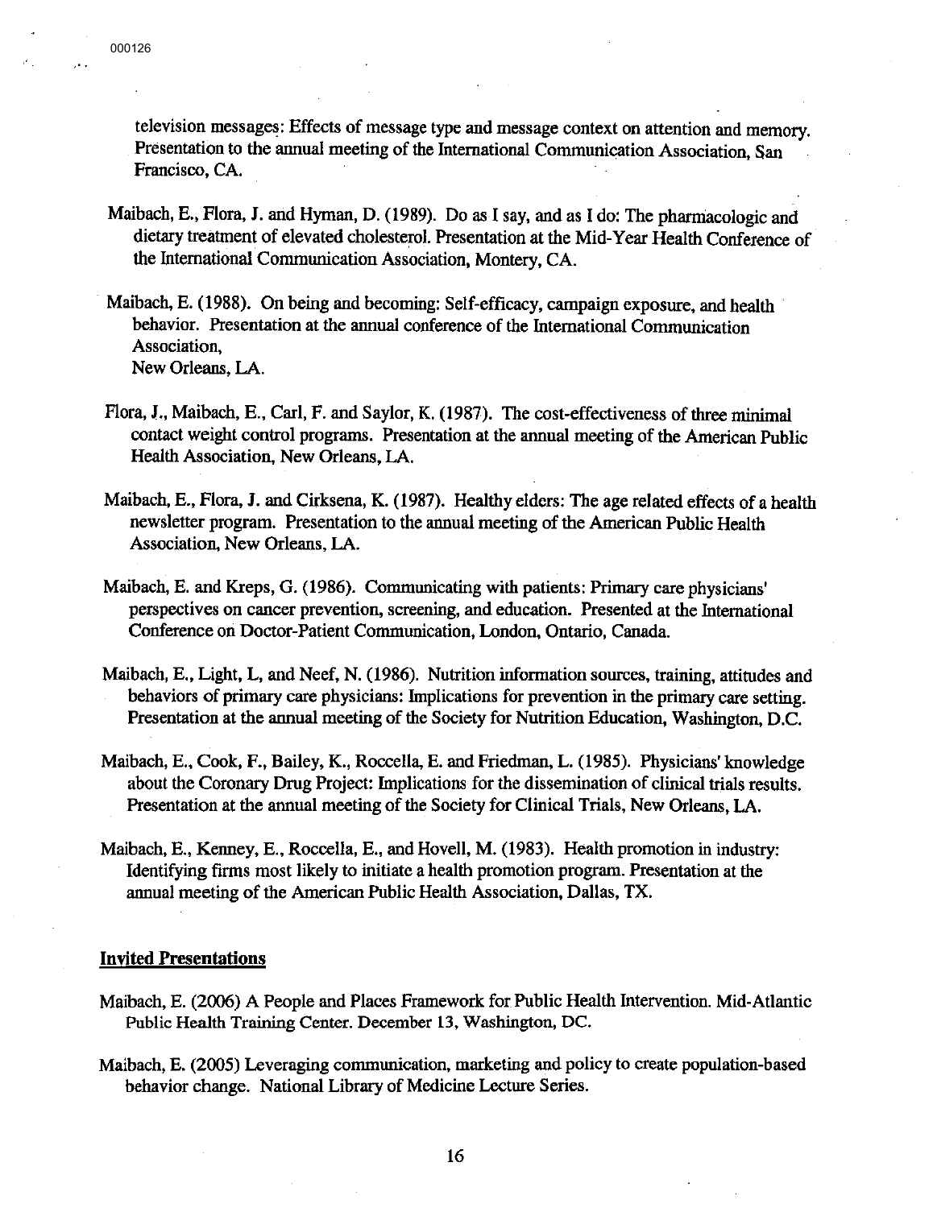television messages: Effects of message type and message context on attention and memory. Presentation to the annual meeting of the International Communication Association, San Francisco, CA.

Maibach, E., Flora, J. and Hyman, D. (1989). Do as I say, and as I do: The pharmacologic and dietary treatment of elevated cholesterol. Presentation at the Mid-Year Health Conference of the International Communication Association, Montery, CA.

Maibach, E. (1988). On being and becoming: Self-efficacy, campaign exposure, and health behavior. Presentation at the annual conference of the International Communication Association,
New Orleans, LA.

Flora, J., Maibach, E., Carl, F. and Saylor, K. (1987). The cost-effectiveness of three minimal contact weight control programs. Presentation at the annual meeting of the American Public Health Association, New Orleans, LA.

Maibach, E., Flora, J. and Cirksena, K. (1987). Healthy elders: The age related effects of a health newsletter program. Presentation to the annual meeting of the American Public Health Association, New Orleans, LA.

Maibach, E. and Kreps, G. (1986). Communicating with patients: Primary care physicians' perspectives on cancer prevention, screening, and education. Presented at the International Conference on Doctor-Patient Communication, London, Ontario, Canada.

Maibach, E., Light, L, and Neef, N. (1986). Nutrition information sources, training, attitudes and behaviors of primary care physicians: Implications for prevention in the primary care setting. Presentation at the annual meeting of the Society for Nutrition Education, Washington, D.C.

Maibach, E., Cook, F., Bailey, K., Roccella, E. and Friedman, L. (1985). Physicians' knowledge about the Coronary Drug Project: Implications for the dissemination of clinical trials results. Presentation at the annual meeting of the Society for Clinical Trials, New Orleans, LA.

Maibach, E., Kenney, E., Roccella, E., and Hovell, M. (1983). Health promotion in industry: Identifying firms most likely to initiate a health promotion program. Presentation at the annual meeting of the American Public Health Association, Dallas, TX.

## Invited Presentations

Maibach, E. (2006) A People and Places Framework for Public Health Intervention. Mid-Atlantic Public Health Training Center. December 13, Washington, DC.

Maibach, E. (2005) Leveraging communication, marketing and policy to create population-based behavior change. National Library of Medicine Lecture Series.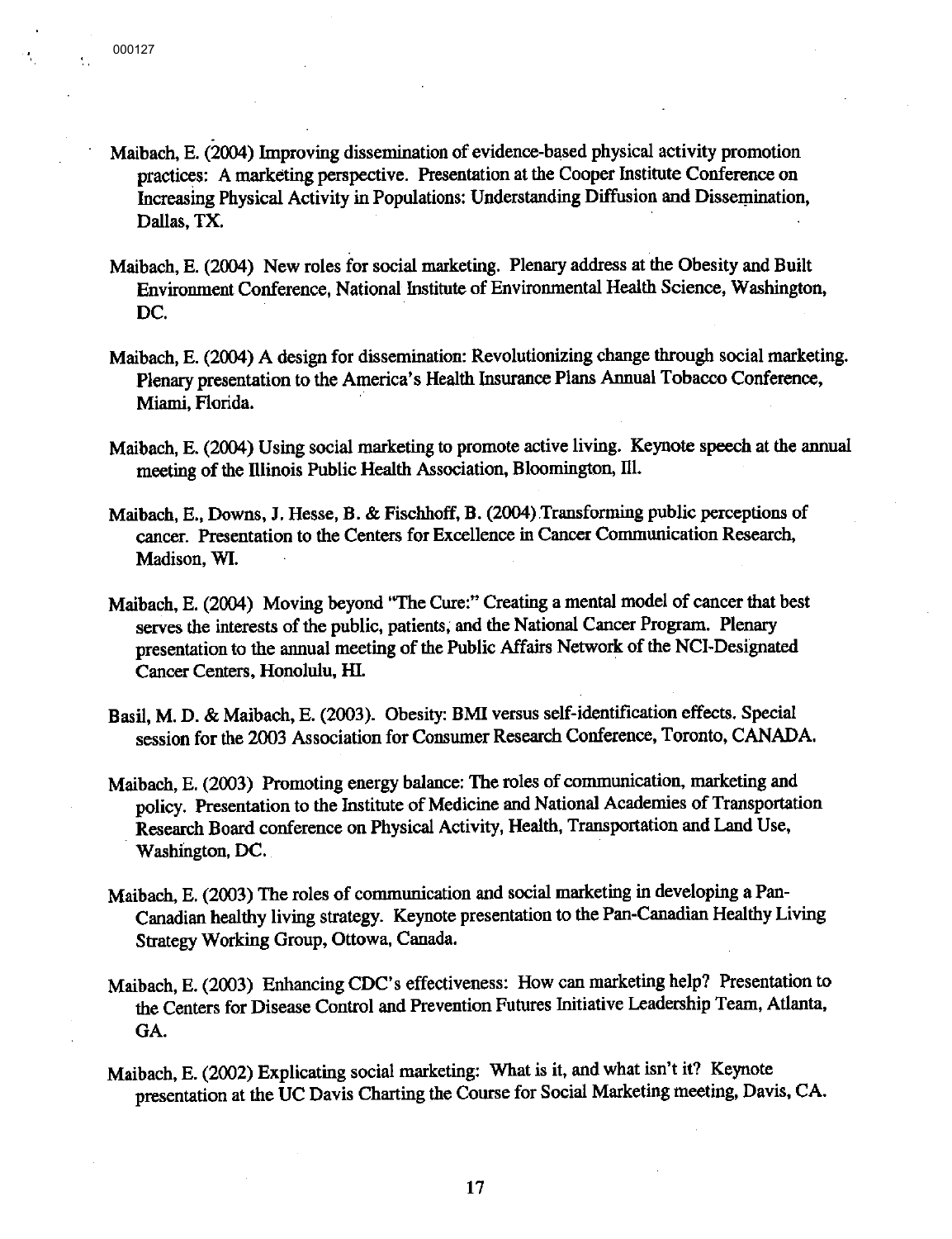Maibach, E. (2004) Improving dissemination of evidence-based physical activity promotion practices: A marketing perspective. Presentation at the Cooper Institute Conference on Increasing Physical Activity in Populations: Understanding Diffusion and Dissemination, Dallas, TX.

Maibach, E. (2004) New roles for social marketing. Plenary address at the Obesity and Built Environment Conference, National Institute of Environmental Health Science, Washington, DC.

Maibach, E. (2004) A design for dissemination: Revolutionizing change through social marketing. Plenary presentation to the America's Health Insurance Plans Annual Tobacco Conference, Miami, Florida.

Maibach, E. (2004) Using social marketing to promote active living. Keynote speech at the annual meeting of the Illinois Public Health Association, Bloomington, Ill.

Maibach, E., Downs, J. Hesse, B. & Fischhoff, B. (2004) Transforming public perceptions of cancer. Presentation to the Centers for Excellence in Cancer Communication Research, Madison, WI.

Maibach, E. (2004) Moving beyond "The Cure:" Creating a mental model of cancer that best serves the interests of the public, patients, and the National Cancer Program. Plenary presentation to the annual meeting of the Public Affairs Network of the NCI-Designated Cancer Centers, Honolulu, HI.

Basil, M. D. & Maibach, E. (2003). Obesity: BMI versus self-identification effects. Special session for the 2003 Association for Consumer Research Conference, Toronto, CANADA.

Maibach, E. (2003) Promoting energy balance: The roles of communication, marketing and policy. Presentation to the Institute of Medicine and National Academies of Transportation Research Board conference on Physical Activity, Health, Transportation and Land Use, Washington, DC.

Maibach, E. (2003) The roles of communication and social marketing in developing a Pan-Canadian healthy living strategy. Keynote presentation to the Pan-Canadian Healthy Living Strategy Working Group, Ottowa, Canada.

Maibach, E. (2003) Enhancing CDC's effectiveness: How can marketing help? Presentation to the Centers for Disease Control and Prevention Futures Initiative Leadership Team, Atlanta, GA.

Maibach, E. (2002) Explicating social marketing: What is it, and what isn't it? Keynote presentation at the UC Davis Charting the Course for Social Marketing meeting, Davis, CA.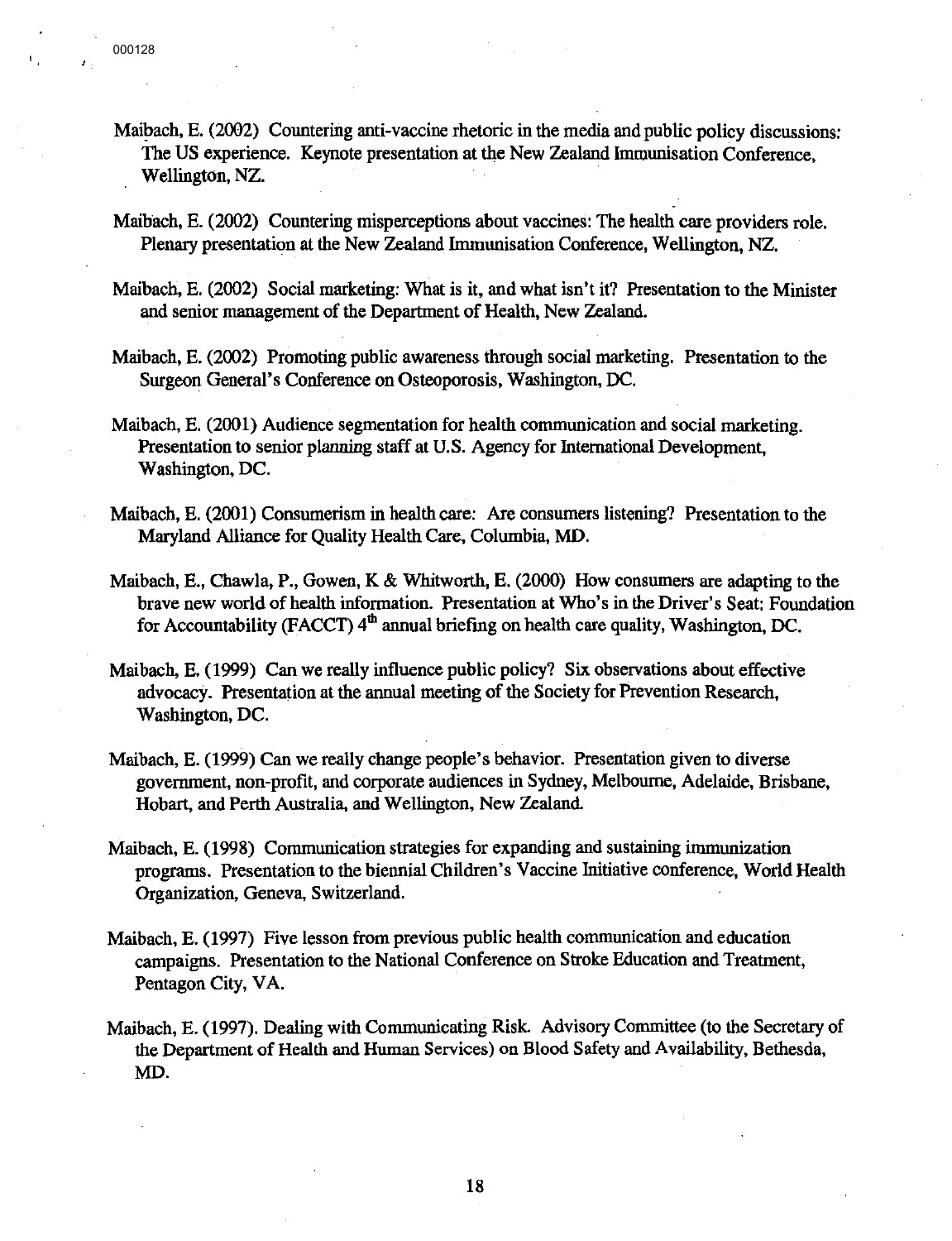Maibach, E. (2002) Countering anti-vaccine rhetoric in the media and public policy discussions: The US experience. Keynote presentation at the New Zealand Immunisation Conference, Wellington, NZ.

Maibach, E. (2002) Countering misperceptions about vaccines: The health care providers role. Plenary presentation at the New Zealand Immunisation Conference, Wellington, NZ.

Maibach, E. (2002) Social marketing: What is it, and what isn't it? Presentation to the Minister and senior management of the Department of Health, New Zealand.

Maibach, E. (2002) Promoting public awareness through social marketing. Presentation to the Surgeon General's Conference on Osteoporosis, Washington, DC.

Maibach, E. (2001) Audience segmentation for health communication and social marketing. Presentation to senior planning staff at U.S. Agency for International Development, Washington, DC.

Maibach, E. (2001) Consumerism in health care: Are consumers listening? Presentation to the Maryland Alliance for Quality Health Care, Columbia, MD.

Maibach, E., Chawla, P., Gowen, K & Whitworth, E. (2000) How consumers are adapting to the brave new world of health information. Presentation at Who's in the Driver's Seat: Foundation for Accountability (FACCT) 4th annual briefing on health care quality, Washington, DC.

Maibach, E. (1999) Can we really influence public policy? Six observations about effective advocacy. Presentation at the annual meeting of the Society for Prevention Research, Washington, DC.

Maibach, E. (1999) Can we really change people's behavior. Presentation given to diverse government, non-profit, and corporate audiences in Sydney, Melbourne, Adelaide, Brisbane, Hobart, and Perth Australia, and Wellington, New Zealand.

Maibach, E. (1998) Communication strategies for expanding and sustaining immunization programs. Presentation to the biennial Children's Vaccine Initiative conference, World Health Organization, Geneva, Switzerland.

Maibach, E. (1997) Five lesson from previous public health communication and education campaigns. Presentation to the National Conference on Stroke Education and Treatment, Pentagon City, VA.

Maibach, E. (1997). Dealing with Communicating Risk. Advisory Committee (to the Secretary of the Department of Health and Human Services) on Blood Safety and Availability, Bethesda, MD.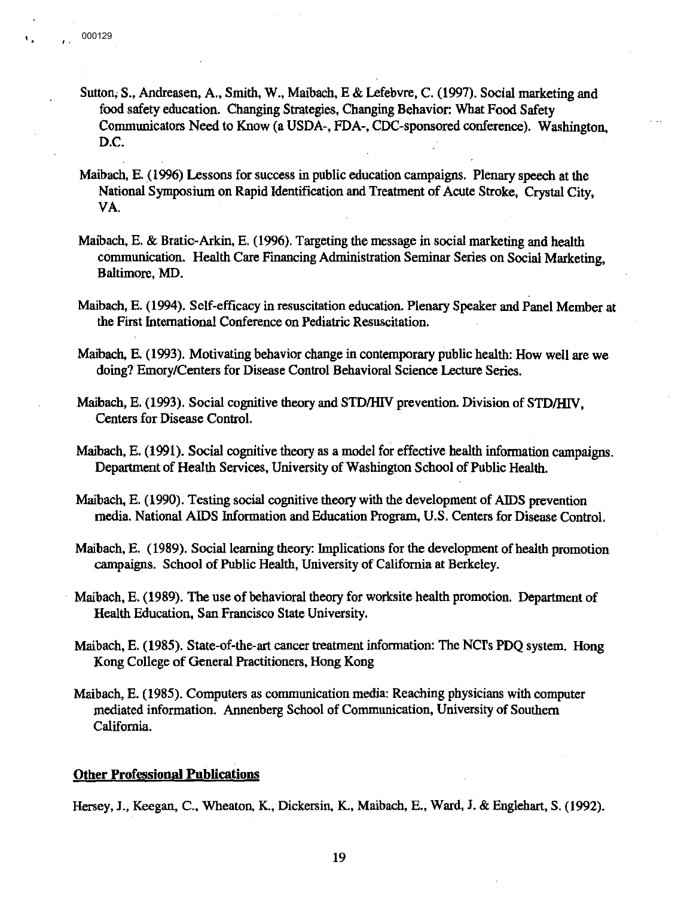Sutton, S., Andreasen, A., Smith, W., Maibach, E & Lefebvre, C. (1997). Social marketing and food safety education. Changing Strategies, Changing Behavior: What Food Safety Communicators Need to Know (a USDA-, FDA-, CDC-sponsored conference). Washington, D.C.

Maibach, E. (1996) Lessons for success in public education campaigns. Plenary speech at the National Symposium on Rapid Identification and Treatment of Acute Stroke, Crystal City, VA.

Maibach, E. & Bratic-Arkin, E. (1996). Targeting the message in social marketing and health communication. Health Care Financing Administration Seminar Series on Social Marketing, Baltimore, MD.

Maibach, E. (1994). Self-efficacy in resuscitation education. Plenary Speaker and Panel Member at the First International Conference on Pediatric Resuscitation.

Maibach, E. (1993). Motivating behavior change in contemporary public health: How well are we doing? Emory/Centers for Disease Control Behavioral Science Lecture Series.

Maibach, E. (1993). Social cognitive theory and STD/HIV prevention. Division of STD/HIV, Centers for Disease Control.

Maibach, E. (1991). Social cognitive theory as a model for effective health information campaigns. Department of Health Services, University of Washington School of Public Health.

Maibach, E. (1990). Testing social cognitive theory with the development of AIDS prevention media. National AIDS Information and Education Program, U.S. Centers for Disease Control.

Maibach, E. (1989). Social learning theory: Implications for the development of health promotion campaigns. School of Public Health, University of California at Berkeley.

Maibach, E. (1989). The use of behavioral theory for worksite health promotion. Department of Health Education, San Francisco State University.

Maibach, E. (1985). State-of-the-art cancer treatment information: The NCI's PDQ system. Hong Kong College of General Practitioners, Hong Kong

Maibach, E. (1985). Computers as communication media: Reaching physicians with computer mediated information. Annenberg School of Communication, University of Southern California.

## Other Professional Publications

Hersey, J., Keegan, C., Wheaton, K., Dickersin, K., Maibach, E., Ward, J. & Englehart, S. (1992).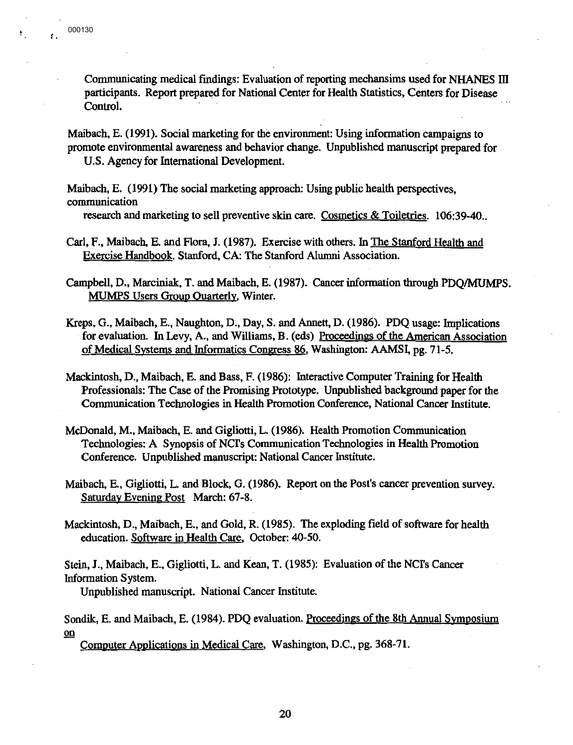Communicating medical findings: Evaluation of reporting mechansims used for NHANES III participants. Report prepared for National Center for Health Statistics, Centers for Disease Control.

Maibach, E. (1991). Social marketing for the environment: Using information campaigns to promote environmental awareness and behavior change. Unpublished manuscript prepared for U.S. Agency for International Development.

Maibach, E. (1991) The social marketing approach: Using public health perspectives, communication research and marketing to sell preventive skin care. Cosmetics & Toiletries. 106:39-40..

Carl, F., Maibach, E. and Flora, J. (1987). Exercise with others. In The Stanford Health and Exercise Handbook. Stanford, CA: The Stanford Alumni Association.

Campbell, D., Marciniak, T. and Maibach, E. (1987). Cancer information through PDQ/MUMPS. MUMPS Users Group Quarterly, Winter.

Kreps, G., Maibach, E., Naughton, D., Day, S. and Annett, D. (1986). PDQ usage: Implications for evaluation. In Levy, A., and Williams, B. (eds) Proceedings of the American Association of Medical Systems and Informatics Congress 86, Washington: AAMSI, pg. 71-5.

Mackintosh, D., Maibach, E. and Bass, F. (1986): Interactive Computer Training for Health Professionals: The Case of the Promising Prototype. Unpublished background paper for the Communication Technologies in Health Promotion Conference, National Cancer Institute.

McDonald, M., Maibach, E. and Gigliotti, L. (1986). Health Promotion Communication Technologies: A Synopsis of NCI's Communication Technologies in Health Promotion Conference. Unpublished manuscript: National Cancer Institute.

Maibach, E., Gigliotti, L. and Block, G. (1986). Report on the Post's cancer prevention survey. Saturday Evening Post March: 67-8.

Mackintosh, D., Maibach, E., and Gold, R. (1985). The exploding field of software for health education. Software in Health Care, October: 40-50.

Stein, J., Maibach, E., Gigliotti, L. and Kean, T. (1985): Evaluation of the NCI's Cancer Information System. Unpublished manuscript. National Cancer Institute.

Sondik, E. and Maibach, E. (1984). PDQ evaluation. Proceedings of the 8th Annual Symposium on Computer Applications in Medical Care, Washington, D.C., pg. 368-71.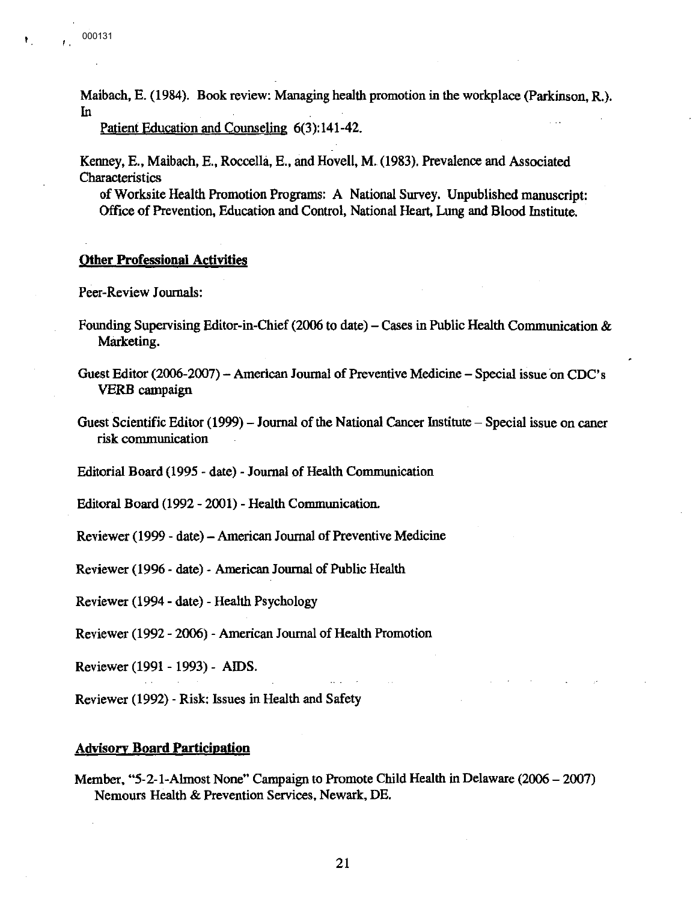Maibach, E. (1984). Book review: Managing health promotion in the workplace (Parkinson, R.). In
Patient Education and Counseling 6(3):141-42.

Kenney, E., Maibach, E., Roccella, E., and Hovell, M. (1983). Prevalence and Associated Characteristics
of Worksite Health Promotion Programs: A National Survey. Unpublished manuscript: Office of Prevention, Education and Control, National Heart, Lung and Blood Institute.

## Other Professional Activities

Peer-Review Journals:

Founding Supervising Editor-in-Chief (2006 to date) – Cases in Public Health Communication & Marketing.

Guest Editor (2006-2007) – American Journal of Preventive Medicine – Special issue on CDC's VERB campaign

Guest Scientific Editor (1999) – Journal of the National Cancer Institute – Special issue on caner risk communication

Editorial Board (1995 - date) - Journal of Health Communication

Editoral Board (1992 - 2001) - Health Communication.

Reviewer (1999 - date) – American Journal of Preventive Medicine

Reviewer (1996 - date) - American Journal of Public Health

Reviewer (1994 - date) - Health Psychology

Reviewer (1992 - 2006) - American Journal of Health Promotion

Reviewer (1991 - 1993) - AIDS.

Reviewer (1992) - Risk: Issues in Health and Safety

## Advisory Board Participation

Member, "5-2-1-Almost None" Campaign to Promote Child Health in Delaware (2006 – 2007) Nemours Health & Prevention Services, Newark, DE.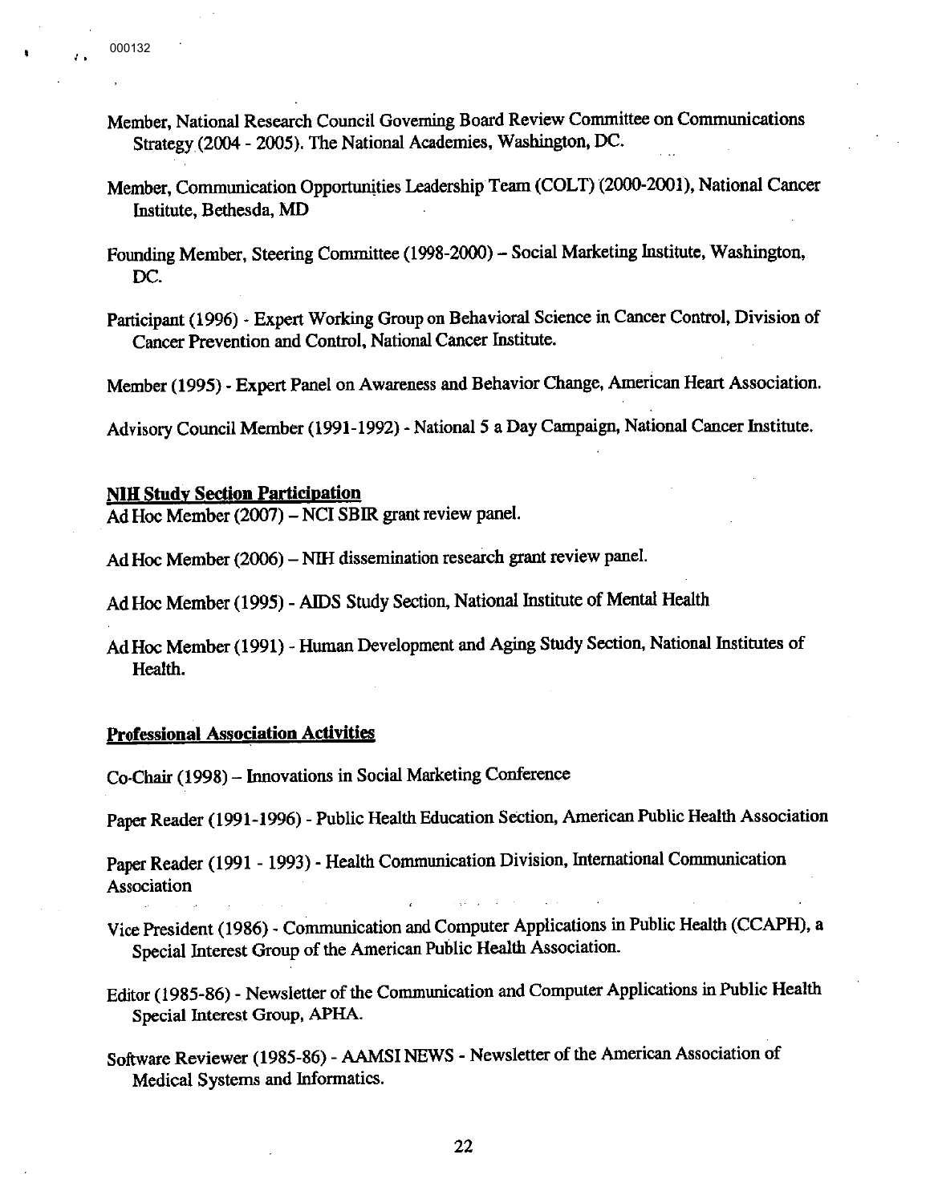Member, National Research Council Governing Board Review Committee on Communications Strategy (2004 - 2005). The National Academies, Washington, DC.

Member, Communication Opportunities Leadership Team (COLT) (2000-2001), National Cancer Institute, Bethesda, MD

Founding Member, Steering Committee (1998-2000) – Social Marketing Institute, Washington, DC.

Participant (1996) - Expert Working Group on Behavioral Science in Cancer Control, Division of Cancer Prevention and Control, National Cancer Institute.

Member (1995) - Expert Panel on Awareness and Behavior Change, American Heart Association.

Advisory Council Member (1991-1992) - National 5 a Day Campaign, National Cancer Institute.

## NIH Study Section Participation

Ad Hoc Member (2007) – NCI SBIR grant review panel.

Ad Hoc Member (2006) – NIH dissemination research grant review panel.

Ad Hoc Member (1995) - AIDS Study Section, National Institute of Mental Health

Ad Hoc Member (1991) - Human Development and Aging Study Section, National Institutes of Health.

## Professional Association Activities

Co-Chair (1998) – Innovations in Social Marketing Conference

Paper Reader (1991-1996) - Public Health Education Section, American Public Health Association

Paper Reader (1991 - 1993) - Health Communication Division, International Communication Association

Vice President (1986) - Communication and Computer Applications in Public Health (CCAPH), a Special Interest Group of the American Public Health Association.

Editor (1985-86) - Newsletter of the Communication and Computer Applications in Public Health Special Interest Group, APHA.

Software Reviewer (1985-86) - AAMSI NEWS - Newsletter of the American Association of Medical Systems and Informatics.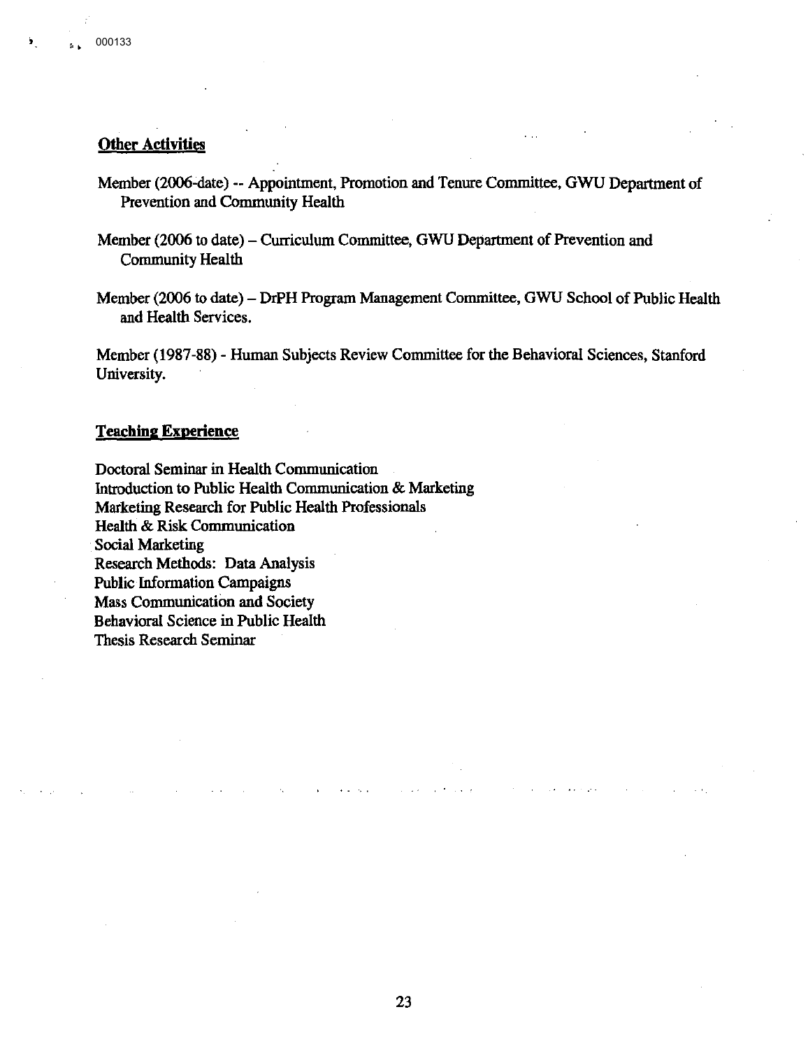## Other Activities

Member (2006-date) -- Appointment, Promotion and Tenure Committee, GWU Department of Prevention and Community Health

Member (2006 to date) – Curriculum Committee, GWU Department of Prevention and Community Health

Member (2006 to date) – DrPH Program Management Committee, GWU School of Public Health and Health Services.

Member (1987-88) - Human Subjects Review Committee for the Behavioral Sciences, Stanford University.

## Teaching Experience

Doctoral Seminar in Health Communication
Introduction to Public Health Communication & Marketing
Marketing Research for Public Health Professionals
Health & Risk Communication
Social Marketing
Research Methods: Data Analysis
Public Information Campaigns
Mass Communication and Society
Behavioral Science in Public Health
Thesis Research Seminar